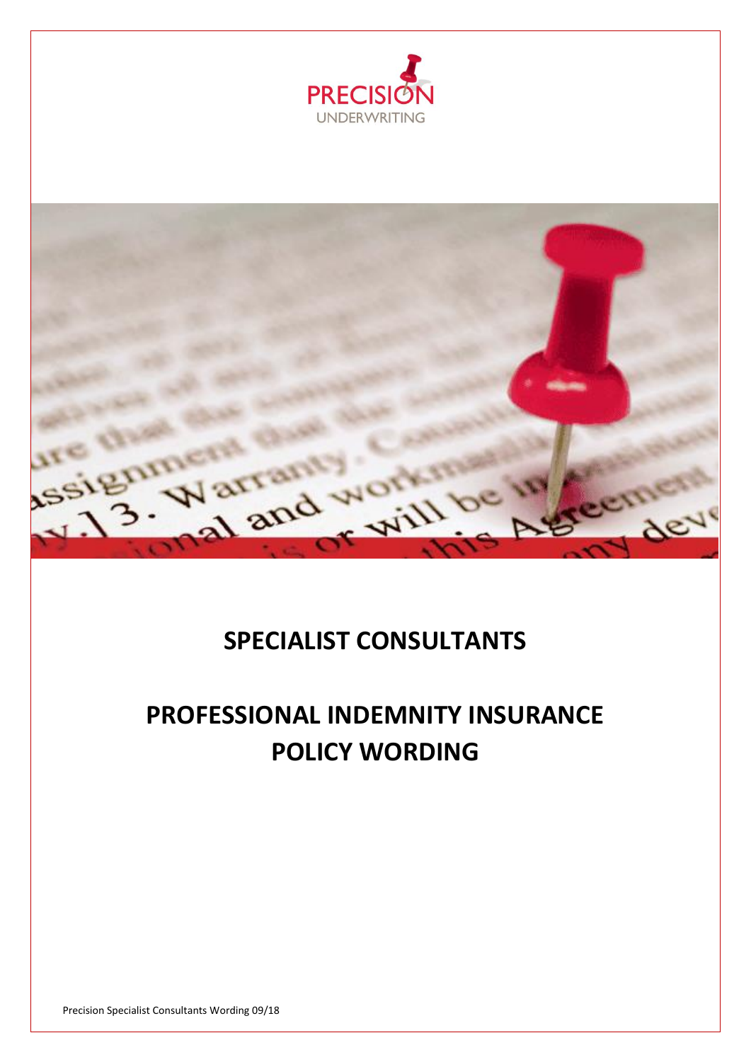PRECISION
UNDERWRITING

# SPECIALIST CONSULTANTS

# PROFESSIONAL INDEMNITY INSURANCE POLICY WORDING

Precision Specialist Consultants Wording 09/18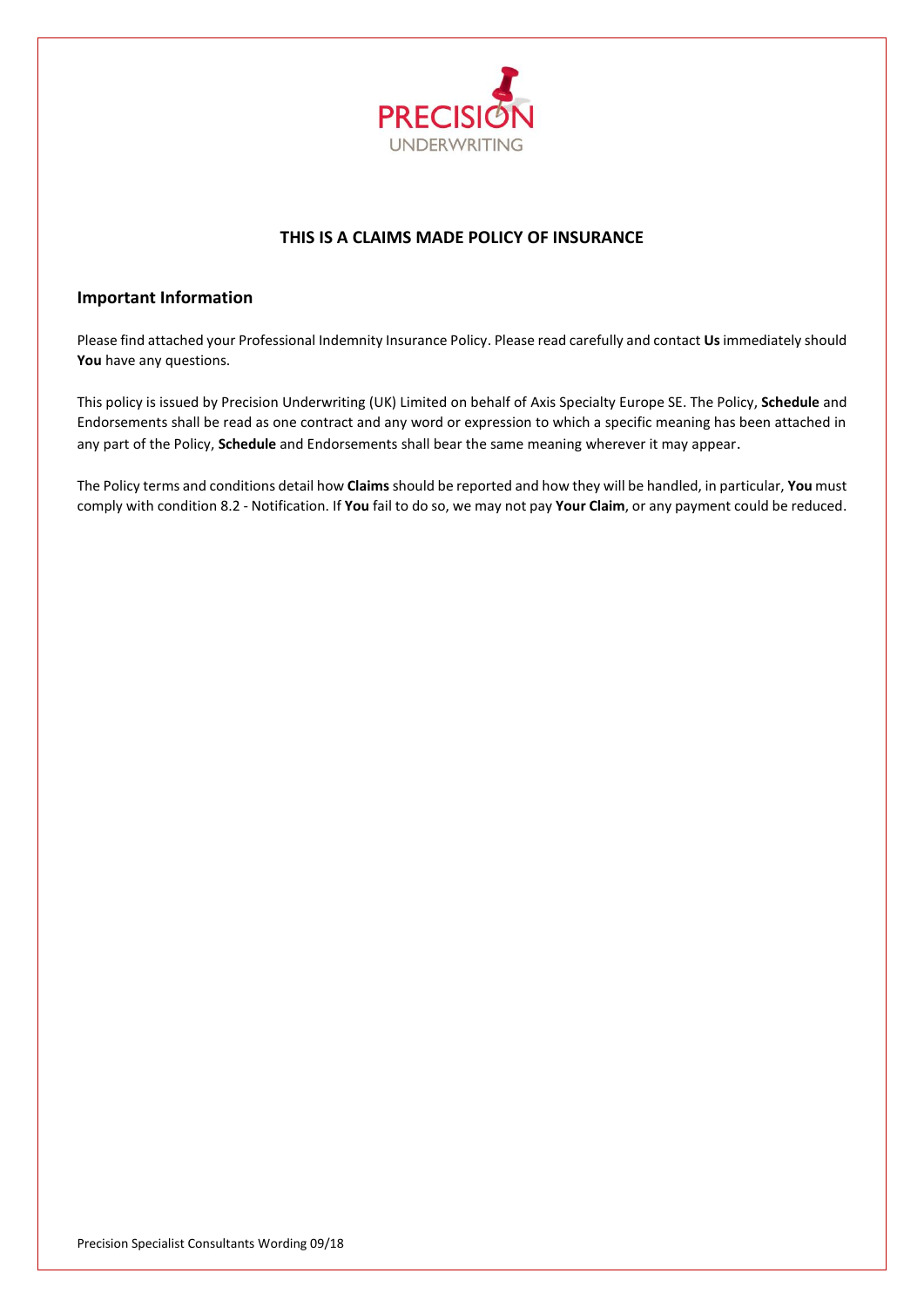PRECISION
UNDERWRITING

## THIS IS A CLAIMS MADE POLICY OF INSURANCE

### Important Information

Please find attached your Professional Indemnity Insurance Policy. Please read carefully and contact **Us** immediately should **You** have any questions.

This policy is issued by Precision Underwriting (UK) Limited on behalf of Axis Specialty Europe SE. The Policy, **Schedule** and Endorsements shall be read as one contract and any word or expression to which a specific meaning has been attached in any part of the Policy, **Schedule** and Endorsements shall bear the same meaning wherever it may appear.

The Policy terms and conditions detail how **Claims** should be reported and how they will be handled, in particular, **You** must comply with condition 8.2 - Notification. If **You** fail to do so, we may not pay **Your Claim**, or any payment could be reduced.

Precision Specialist Consultants Wording 09/18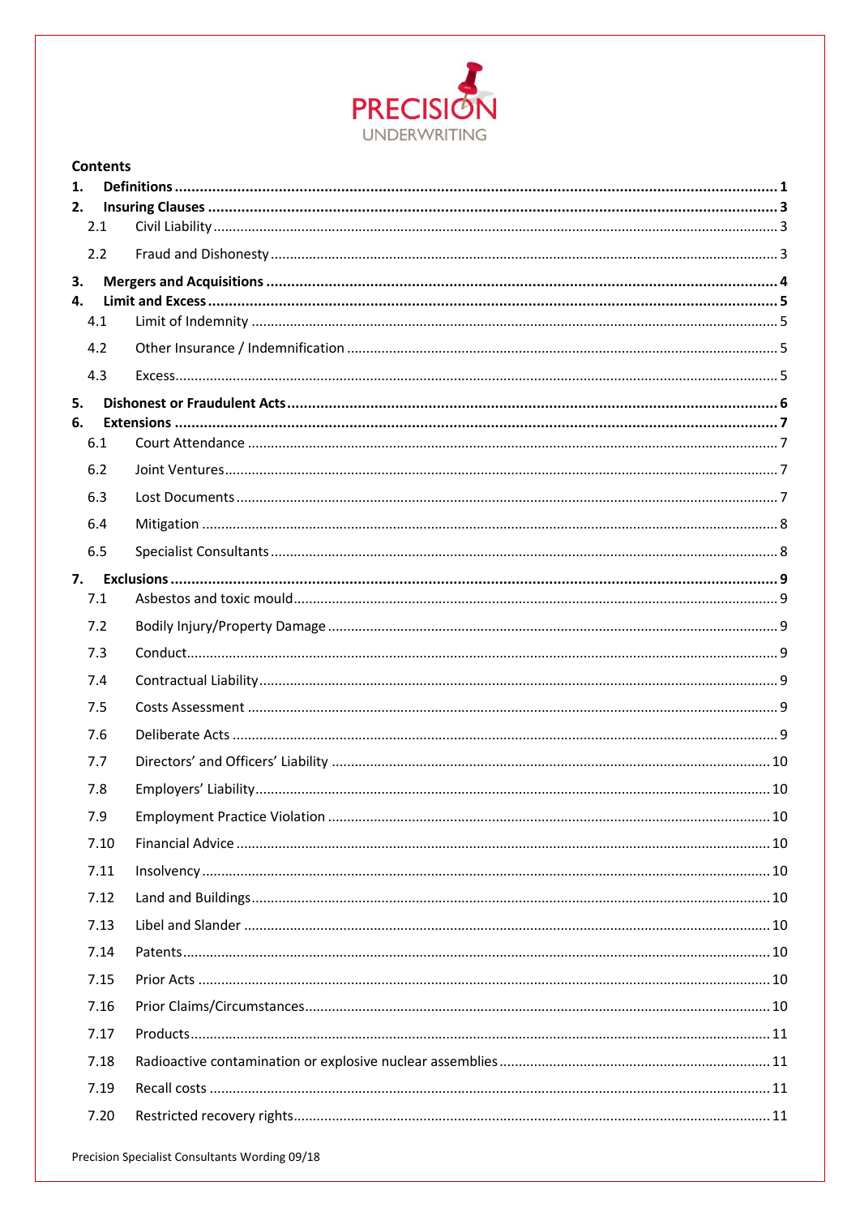PRECISION UNDERWRITING

**Contents**

**1. Definitions** ........ **1**

**2. Insuring Clauses** ........ **3**

- 2.1 Civil Liability ........ 3
- 2.2 Fraud and Dishonesty ........ 3

**3. Mergers and Acquisitions** ........ **4**

**4. Limit and Excess** ........ **5**

- 4.1 Limit of Indemnity ........ 5
- 4.2 Other Insurance / Indemnification ........ 5
- 4.3 Excess ........ 5

**5. Dishonest or Fraudulent Acts** ........ **6**

**6. Extensions** ........ **7**

- 6.1 Court Attendance ........ 7
- 6.2 Joint Ventures ........ 7
- 6.3 Lost Documents ........ 7
- 6.4 Mitigation ........ 8
- 6.5 Specialist Consultants ........ 8

**7. Exclusions** ........ **9**

- 7.1 Asbestos and toxic mould ........ 9
- 7.2 Bodily Injury/Property Damage ........ 9
- 7.3 Conduct ........ 9
- 7.4 Contractual Liability ........ 9
- 7.5 Costs Assessment ........ 9
- 7.6 Deliberate Acts ........ 9
- 7.7 Directors' and Officers' Liability ........ 10
- 7.8 Employers' Liability ........ 10
- 7.9 Employment Practice Violation ........ 10
- 7.10 Financial Advice ........ 10
- 7.11 Insolvency ........ 10
- 7.12 Land and Buildings ........ 10
- 7.13 Libel and Slander ........ 10
- 7.14 Patents ........ 10
- 7.15 Prior Acts ........ 10
- 7.16 Prior Claims/Circumstances ........ 10
- 7.17 Products ........ 11
- 7.18 Radioactive contamination or explosive nuclear assemblies ........ 11
- 7.19 Recall costs ........ 11
- 7.20 Restricted recovery rights ........ 11

Precision Specialist Consultants Wording 09/18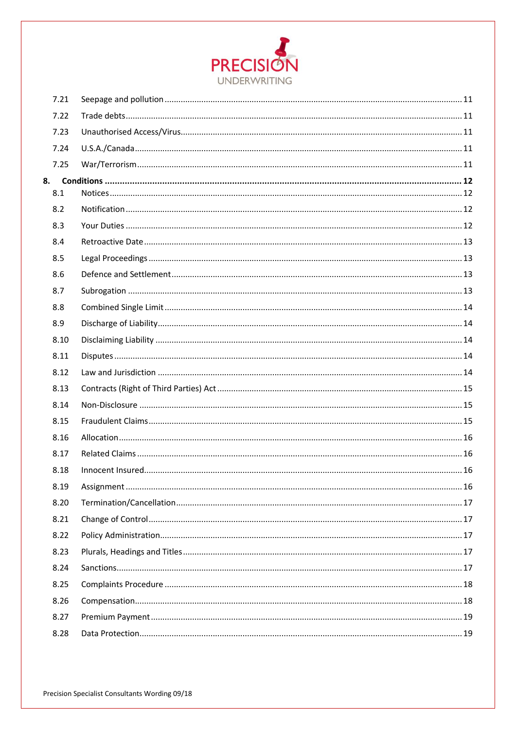| | | |
|---|---|---|
| 7.21 | Seepage and pollution | 11 |
| 7.22 | Trade debts | 11 |
| 7.23 | Unauthorised Access/Virus | 11 |
| 7.24 | U.S.A./Canada | 11 |
| 7.25 | War/Terrorism | 11 |
| **8.** | **Conditions** | **12** |
| 8.1 | Notices | 12 |
| 8.2 | Notification | 12 |
| 8.3 | Your Duties | 12 |
| 8.4 | Retroactive Date | 13 |
| 8.5 | Legal Proceedings | 13 |
| 8.6 | Defence and Settlement | 13 |
| 8.7 | Subrogation | 13 |
| 8.8 | Combined Single Limit | 14 |
| 8.9 | Discharge of Liability | 14 |
| 8.10 | Disclaiming Liability | 14 |
| 8.11 | Disputes | 14 |
| 8.12 | Law and Jurisdiction | 14 |
| 8.13 | Contracts (Right of Third Parties) Act | 15 |
| 8.14 | Non-Disclosure | 15 |
| 8.15 | Fraudulent Claims | 15 |
| 8.16 | Allocation | 16 |
| 8.17 | Related Claims | 16 |
| 8.18 | Innocent Insured | 16 |
| 8.19 | Assignment | 16 |
| 8.20 | Termination/Cancellation | 17 |
| 8.21 | Change of Control | 17 |
| 8.22 | Policy Administration | 17 |
| 8.23 | Plurals, Headings and Titles | 17 |
| 8.24 | Sanctions | 17 |
| 8.25 | Complaints Procedure | 18 |
| 8.26 | Compensation | 18 |
| 8.27 | Premium Payment | 19 |
| 8.28 | Data Protection | 19 |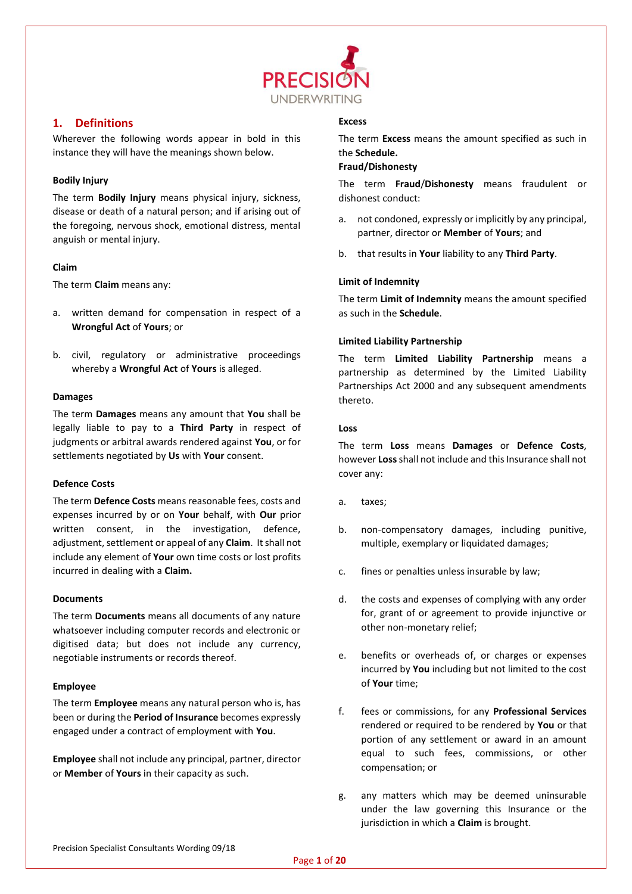## 1. Definitions

Wherever the following words appear in bold in this instance they will have the meanings shown below.

### Bodily Injury

The term **Bodily Injury** means physical injury, sickness, disease or death of a natural person; and if arising out of the foregoing, nervous shock, emotional distress, mental anguish or mental injury.

### Claim

The term **Claim** means any:

a. written demand for compensation in respect of a **Wrongful Act** of **Yours**; or

b. civil, regulatory or administrative proceedings whereby a **Wrongful Act** of **Yours** is alleged.

### Damages

The term **Damages** means any amount that **You** shall be legally liable to pay to a **Third Party** in respect of judgments or arbitral awards rendered against **You**, or for settlements negotiated by **Us** with **Your** consent.

### Defence Costs

The term **Defence Costs** means reasonable fees, costs and expenses incurred by or on **Your** behalf, with **Our** prior written consent, in the investigation, defence, adjustment, settlement or appeal of any **Claim**. It shall not include any element of **Your** own time costs or lost profits incurred in dealing with a **Claim.**

### Documents

The term **Documents** means all documents of any nature whatsoever including computer records and electronic or digitised data; but does not include any currency, negotiable instruments or records thereof.

### Employee

The term **Employee** means any natural person who is, has been or during the **Period of Insurance** becomes expressly engaged under a contract of employment with **You**.

**Employee** shall not include any principal, partner, director or **Member** of **Yours** in their capacity as such.

### Excess

The term **Excess** means the amount specified as such in the **Schedule.**

### Fraud/Dishonesty

The term **Fraud**/**Dishonesty** means fraudulent or dishonest conduct:

a. not condoned, expressly or implicitly by any principal, partner, director or **Member** of **Yours**; and

b. that results in **Your** liability to any **Third Party**.

### Limit of Indemnity

The term **Limit of Indemnity** means the amount specified as such in the **Schedule**.

### Limited Liability Partnership

The term **Limited Liability Partnership** means a partnership as determined by the Limited Liability Partnerships Act 2000 and any subsequent amendments thereto.

### Loss

The term **Loss** means **Damages** or **Defence Costs**, however **Loss** shall not include and this Insurance shall not cover any:

a. taxes;

b. non-compensatory damages, including punitive, multiple, exemplary or liquidated damages;

c. fines or penalties unless insurable by law;

d. the costs and expenses of complying with any order for, grant of or agreement to provide injunctive or other non-monetary relief;

e. benefits or overheads of, or charges or expenses incurred by **You** including but not limited to the cost of **Your** time;

f. fees or commissions, for any **Professional Services** rendered or required to be rendered by **You** or that portion of any settlement or award in an amount equal to such fees, commissions, or other compensation; or

g. any matters which may be deemed uninsurable under the law governing this Insurance or the jurisdiction in which a **Claim** is brought.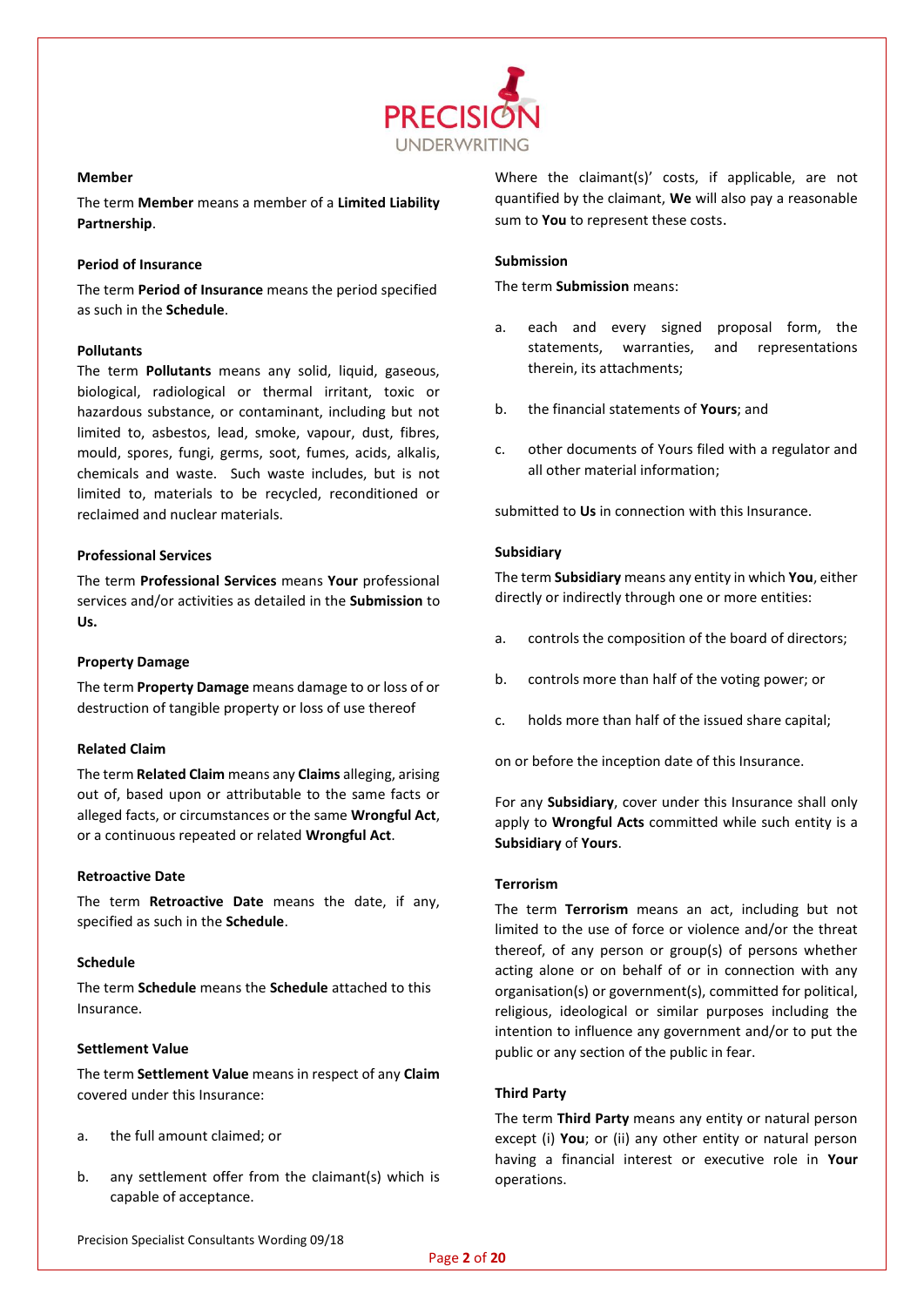#### Member

The term **Member** means a member of a **Limited Liability Partnership**.

#### Period of Insurance

The term **Period of Insurance** means the period specified as such in the **Schedule**.

#### Pollutants

The term **Pollutants** means any solid, liquid, gaseous, biological, radiological or thermal irritant, toxic or hazardous substance, or contaminant, including but not limited to, asbestos, lead, smoke, vapour, dust, fibres, mould, spores, fungi, germs, soot, fumes, acids, alkalis, chemicals and waste. Such waste includes, but is not limited to, materials to be recycled, reconditioned or reclaimed and nuclear materials.

#### Professional Services

The term **Professional Services** means **Your** professional services and/or activities as detailed in the **Submission** to **Us.**

#### Property Damage

The term **Property Damage** means damage to or loss of or destruction of tangible property or loss of use thereof

#### Related Claim

The term **Related Claim** means any **Claims** alleging, arising out of, based upon or attributable to the same facts or alleged facts, or circumstances or the same **Wrongful Act**, or a continuous repeated or related **Wrongful Act**.

#### Retroactive Date

The term **Retroactive Date** means the date, if any, specified as such in the **Schedule**.

#### Schedule

The term **Schedule** means the **Schedule** attached to this Insurance.

#### Settlement Value

The term **Settlement Value** means in respect of any **Claim** covered under this Insurance:

a. the full amount claimed; or

b. any settlement offer from the claimant(s) which is capable of acceptance.

Where the claimant(s)' costs, if applicable, are not quantified by the claimant, **We** will also pay a reasonable sum to **You** to represent these costs.

#### Submission

The term **Submission** means:

a. each and every signed proposal form, the statements, warranties, and representations therein, its attachments;

b. the financial statements of **Yours**; and

c. other documents of Yours filed with a regulator and all other material information;

submitted to **Us** in connection with this Insurance.

#### Subsidiary

The term **Subsidiary** means any entity in which **You**, either directly or indirectly through one or more entities:

a. controls the composition of the board of directors;

b. controls more than half of the voting power; or

c. holds more than half of the issued share capital;

on or before the inception date of this Insurance.

For any **Subsidiary**, cover under this Insurance shall only apply to **Wrongful Acts** committed while such entity is a **Subsidiary** of **Yours**.

#### Terrorism

The term **Terrorism** means an act, including but not limited to the use of force or violence and/or the threat thereof, of any person or group(s) of persons whether acting alone or on behalf of or in connection with any organisation(s) or government(s), committed for political, religious, ideological or similar purposes including the intention to influence any government and/or to put the public or any section of the public in fear.

#### Third Party

The term **Third Party** means any entity or natural person except (i) **You**; or (ii) any other entity or natural person having a financial interest or executive role in **Your** operations.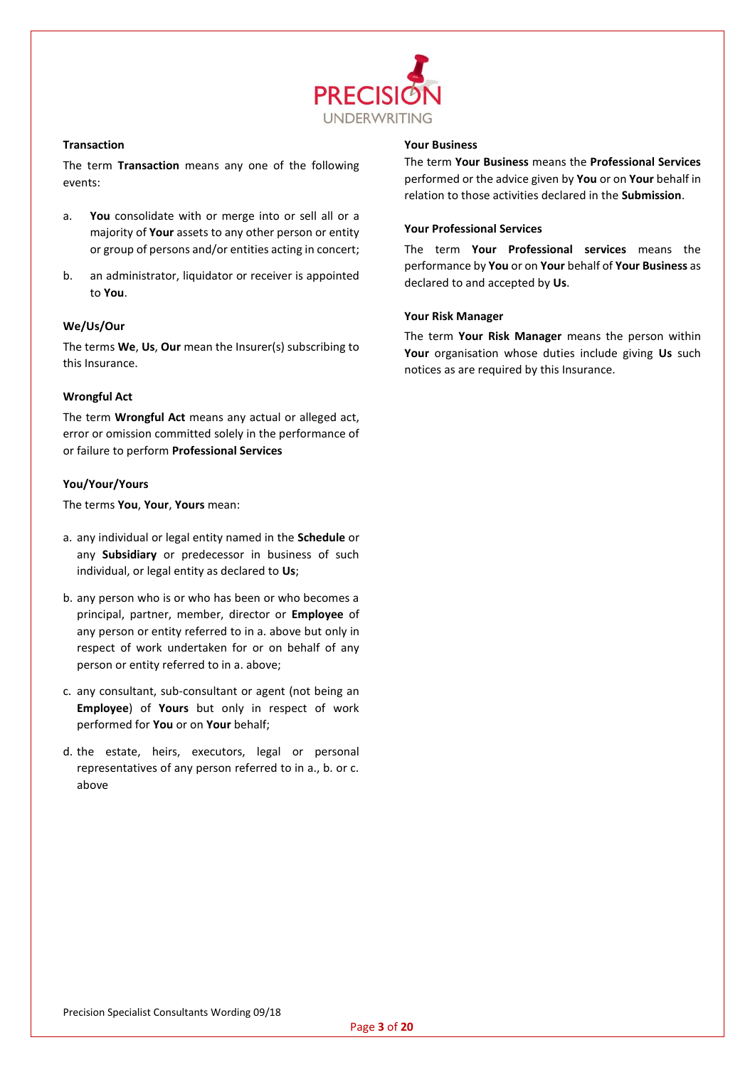### Transaction

The term **Transaction** means any one of the following events:

a. **You** consolidate with or merge into or sell all or a majority of **Your** assets to any other person or entity or group of persons and/or entities acting in concert;

b. an administrator, liquidator or receiver is appointed to **You**.

### We/Us/Our

The terms **We**, **Us**, **Our** mean the Insurer(s) subscribing to this Insurance.

### Wrongful Act

The term **Wrongful Act** means any actual or alleged act, error or omission committed solely in the performance of or failure to perform **Professional Services**

### You/Your/Yours

The terms **You**, **Your**, **Yours** mean:

a. any individual or legal entity named in the **Schedule** or any **Subsidiary** or predecessor in business of such individual, or legal entity as declared to **Us**;

b. any person who is or who has been or who becomes a principal, partner, member, director or **Employee** of any person or entity referred to in a. above but only in respect of work undertaken for or on behalf of any person or entity referred to in a. above;

c. any consultant, sub-consultant or agent (not being an **Employee**) of **Yours** but only in respect of work performed for **You** or on **Your** behalf;

d. the estate, heirs, executors, legal or personal representatives of any person referred to in a., b. or c. above

### Your Business

The term **Your Business** means the **Professional Services** performed or the advice given by **You** or on **Your** behalf in relation to those activities declared in the **Submission**.

### Your Professional Services

The term **Your Professional services** means the performance by **You** or on **Your** behalf of **Your Business** as declared to and accepted by **Us**.

### Your Risk Manager

The term **Your Risk Manager** means the person within **Your** organisation whose duties include giving **Us** such notices as are required by this Insurance.

Precision Specialist Consultants Wording 09/18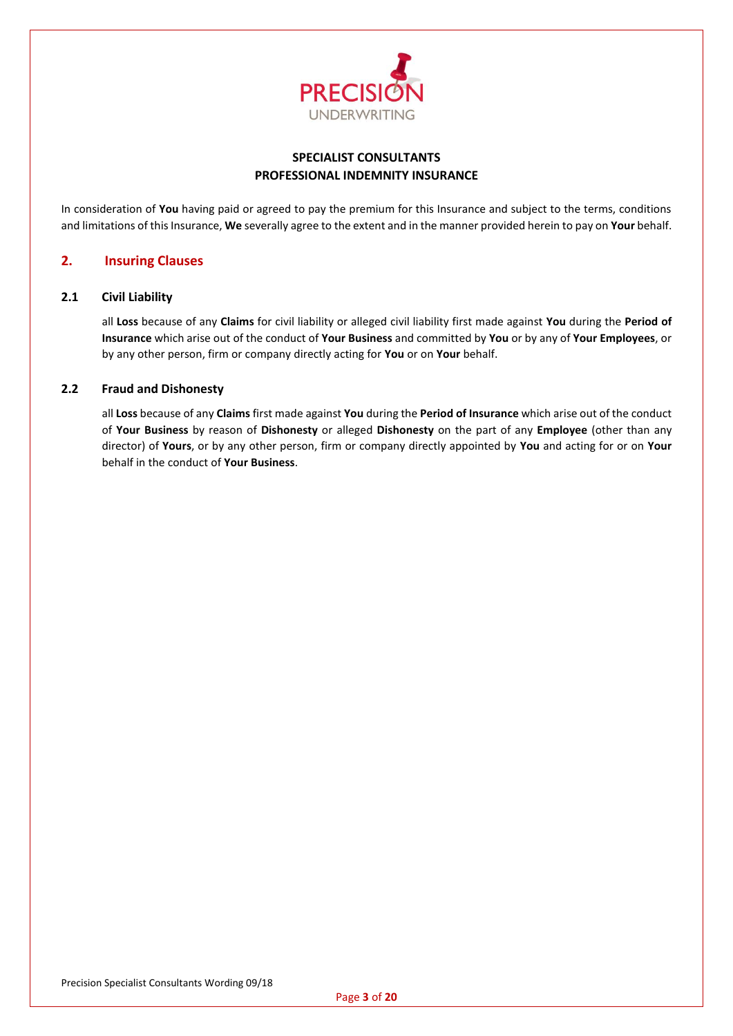# SPECIALIST CONSULTANTS PROFESSIONAL INDEMNITY INSURANCE

In consideration of **You** having paid or agreed to pay the premium for this Insurance and subject to the terms, conditions and limitations of this Insurance, **We** severally agree to the extent and in the manner provided herein to pay on **Your** behalf.

## 2. Insuring Clauses

### 2.1 Civil Liability

all **Loss** because of any **Claims** for civil liability or alleged civil liability first made against **You** during the **Period of Insurance** which arise out of the conduct of **Your Business** and committed by **You** or by any of **Your Employees**, or by any other person, firm or company directly acting for **You** or on **Your** behalf.

### 2.2 Fraud and Dishonesty

all **Loss** because of any **Claims** first made against **You** during the **Period of Insurance** which arise out of the conduct of **Your Business** by reason of **Dishonesty** or alleged **Dishonesty** on the part of any **Employee** (other than any director) of **Yours**, or by any other person, firm or company directly appointed by **You** and acting for or on **Your** behalf in the conduct of **Your Business**.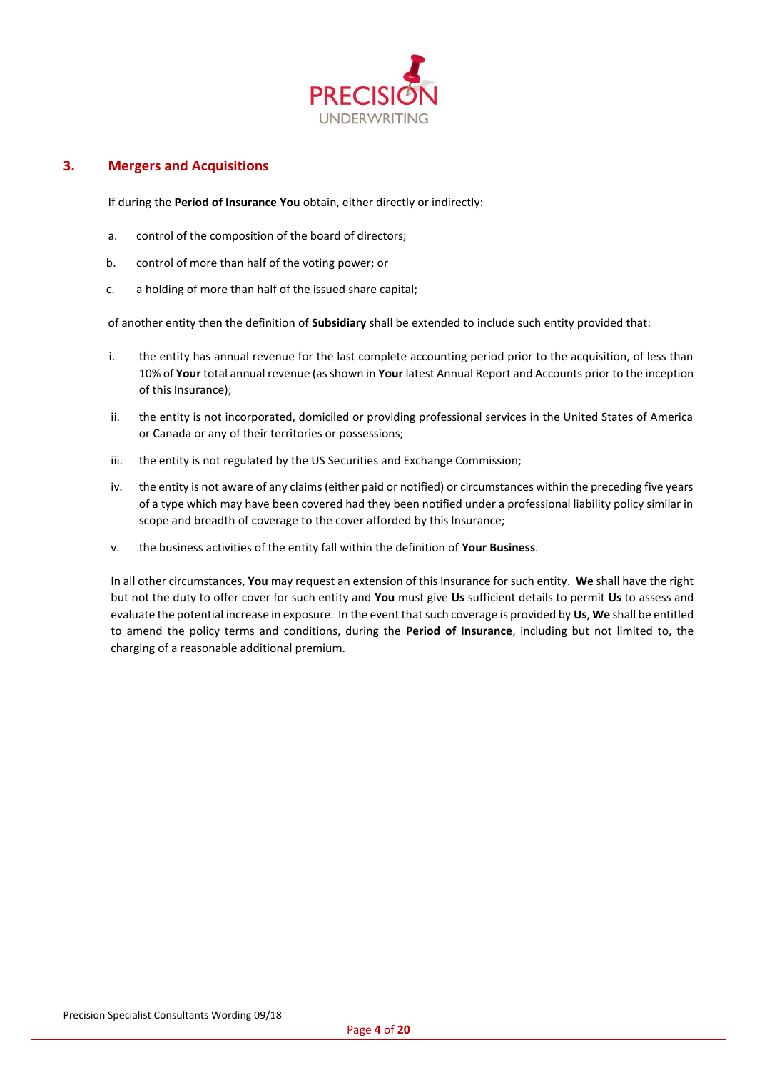## 3. Mergers and Acquisitions

If during the **Period of Insurance You** obtain, either directly or indirectly:

a. control of the composition of the board of directors;

b. control of more than half of the voting power; or

c. a holding of more than half of the issued share capital;

of another entity then the definition of **Subsidiary** shall be extended to include such entity provided that:

i. the entity has annual revenue for the last complete accounting period prior to the acquisition, of less than 10% of **Your** total annual revenue (as shown in **Your** latest Annual Report and Accounts prior to the inception of this Insurance);

ii. the entity is not incorporated, domiciled or providing professional services in the United States of America or Canada or any of their territories or possessions;

iii. the entity is not regulated by the US Securities and Exchange Commission;

iv. the entity is not aware of any claims (either paid or notified) or circumstances within the preceding five years of a type which may have been covered had they been notified under a professional liability policy similar in scope and breadth of coverage to the cover afforded by this Insurance;

v. the business activities of the entity fall within the definition of **Your Business**.

In all other circumstances, **You** may request an extension of this Insurance for such entity. **We** shall have the right but not the duty to offer cover for such entity and **You** must give **Us** sufficient details to permit **Us** to assess and evaluate the potential increase in exposure. In the event that such coverage is provided by **Us**, **We** shall be entitled to amend the policy terms and conditions, during the **Period of Insurance**, including but not limited to, the charging of a reasonable additional premium.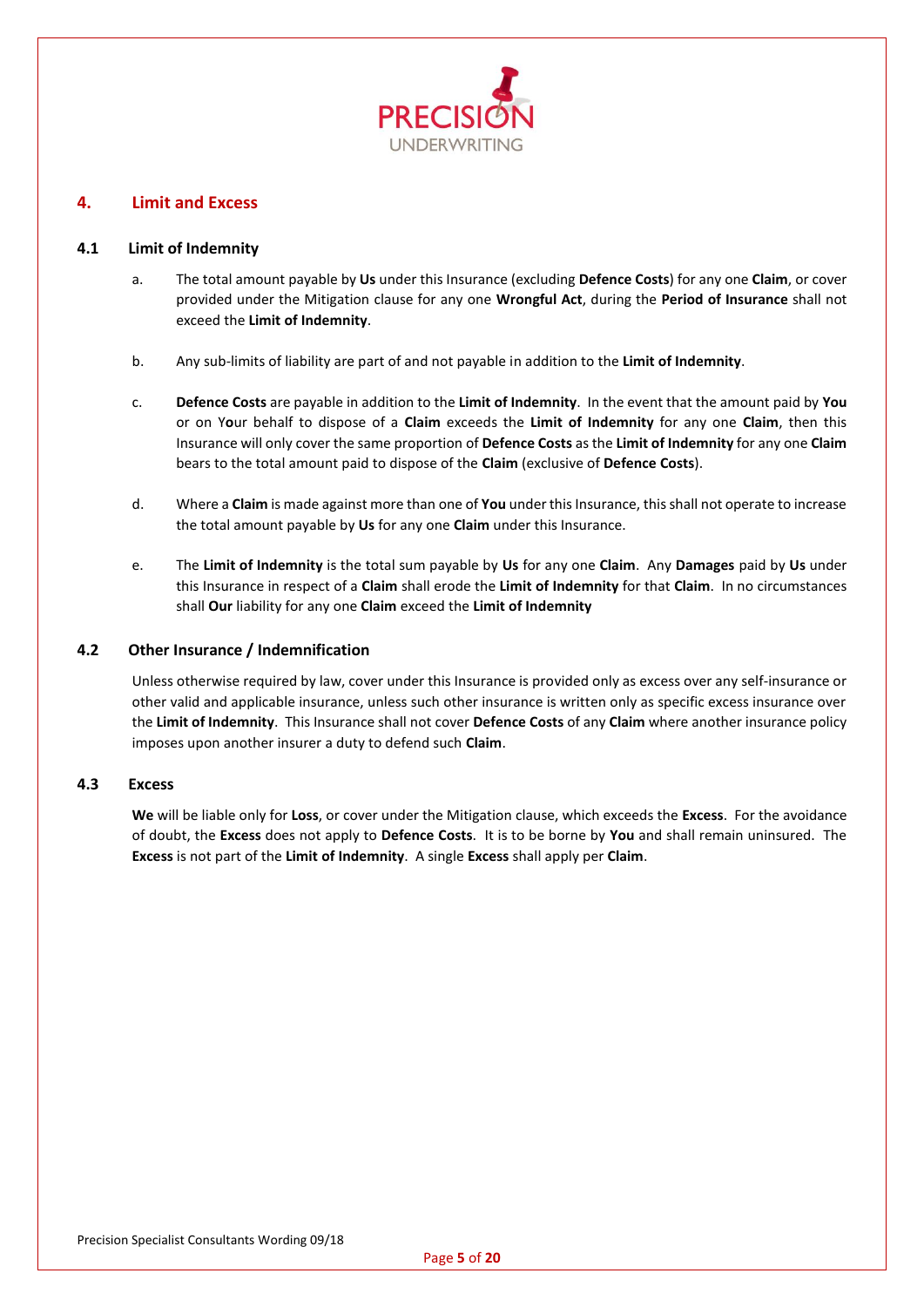## 4. Limit and Excess

### 4.1 Limit of Indemnity

a. The total amount payable by **Us** under this Insurance (excluding **Defence Costs**) for any one **Claim**, or cover provided under the Mitigation clause for any one **Wrongful Act**, during the **Period of Insurance** shall not exceed the **Limit of Indemnity**.

b. Any sub-limits of liability are part of and not payable in addition to the **Limit of Indemnity**.

c. **Defence Costs** are payable in addition to the **Limit of Indemnity**. In the event that the amount paid by **You** or on Y**o**ur behalf to dispose of a **Claim** exceeds the **Limit of Indemnity** for any one **Claim**, then this Insurance will only cover the same proportion of **Defence Costs** as the **Limit of Indemnity** for any one **Claim** bears to the total amount paid to dispose of the **Claim** (exclusive of **Defence Costs**).

d. Where a **Claim** is made against more than one of **You** under this Insurance, this shall not operate to increase the total amount payable by **Us** for any one **Claim** under this Insurance.

e. The **Limit of Indemnity** is the total sum payable by **Us** for any one **Claim**. Any **Damages** paid by **Us** under this Insurance in respect of a **Claim** shall erode the **Limit of Indemnity** for that **Claim**. In no circumstances shall **Our** liability for any one **Claim** exceed the **Limit of Indemnity**

### 4.2 Other Insurance / Indemnification

Unless otherwise required by law, cover under this Insurance is provided only as excess over any self-insurance or other valid and applicable insurance, unless such other insurance is written only as specific excess insurance over the **Limit of Indemnity**. This Insurance shall not cover **Defence Costs** of any **Claim** where another insurance policy imposes upon another insurer a duty to defend such **Claim**.

### 4.3 Excess

**We** will be liable only for **Loss**, or cover under the Mitigation clause, which exceeds the **Excess**. For the avoidance of doubt, the **Excess** does not apply to **Defence Costs**. It is to be borne by **You** and shall remain uninsured. The **Excess** is not part of the **Limit of Indemnity**. A single **Excess** shall apply per **Claim**.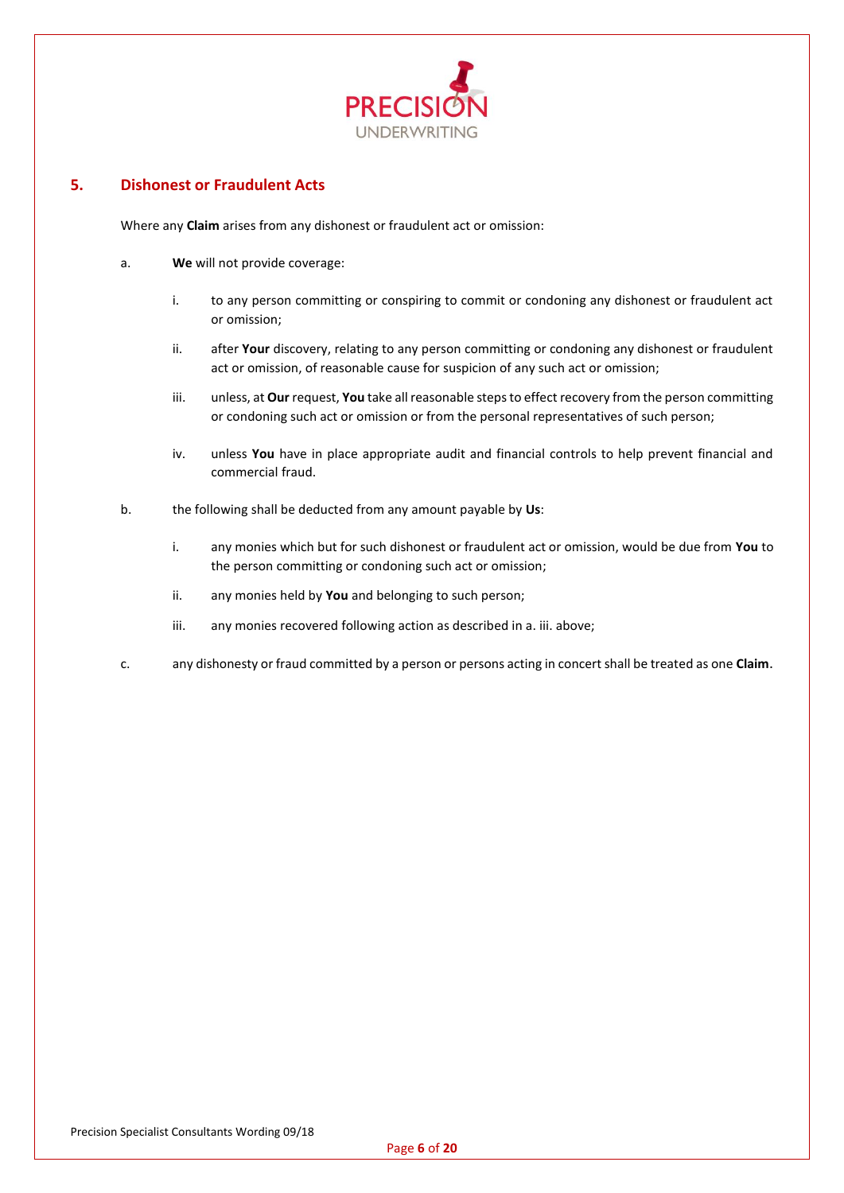## 5. Dishonest or Fraudulent Acts

Where any **Claim** arises from any dishonest or fraudulent act or omission:

a. **We** will not provide coverage:

   i. to any person committing or conspiring to commit or condoning any dishonest or fraudulent act or omission;

   ii. after **Your** discovery, relating to any person committing or condoning any dishonest or fraudulent act or omission, of reasonable cause for suspicion of any such act or omission;

   iii. unless, at **Our** request, **You** take all reasonable steps to effect recovery from the person committing or condoning such act or omission or from the personal representatives of such person;

   iv. unless **You** have in place appropriate audit and financial controls to help prevent financial and commercial fraud.

b. the following shall be deducted from any amount payable by **Us**:

   i. any monies which but for such dishonest or fraudulent act or omission, would be due from **You** to the person committing or condoning such act or omission;

   ii. any monies held by **You** and belonging to such person;

   iii. any monies recovered following action as described in a. iii. above;

c. any dishonesty or fraud committed by a person or persons acting in concert shall be treated as one **Claim**.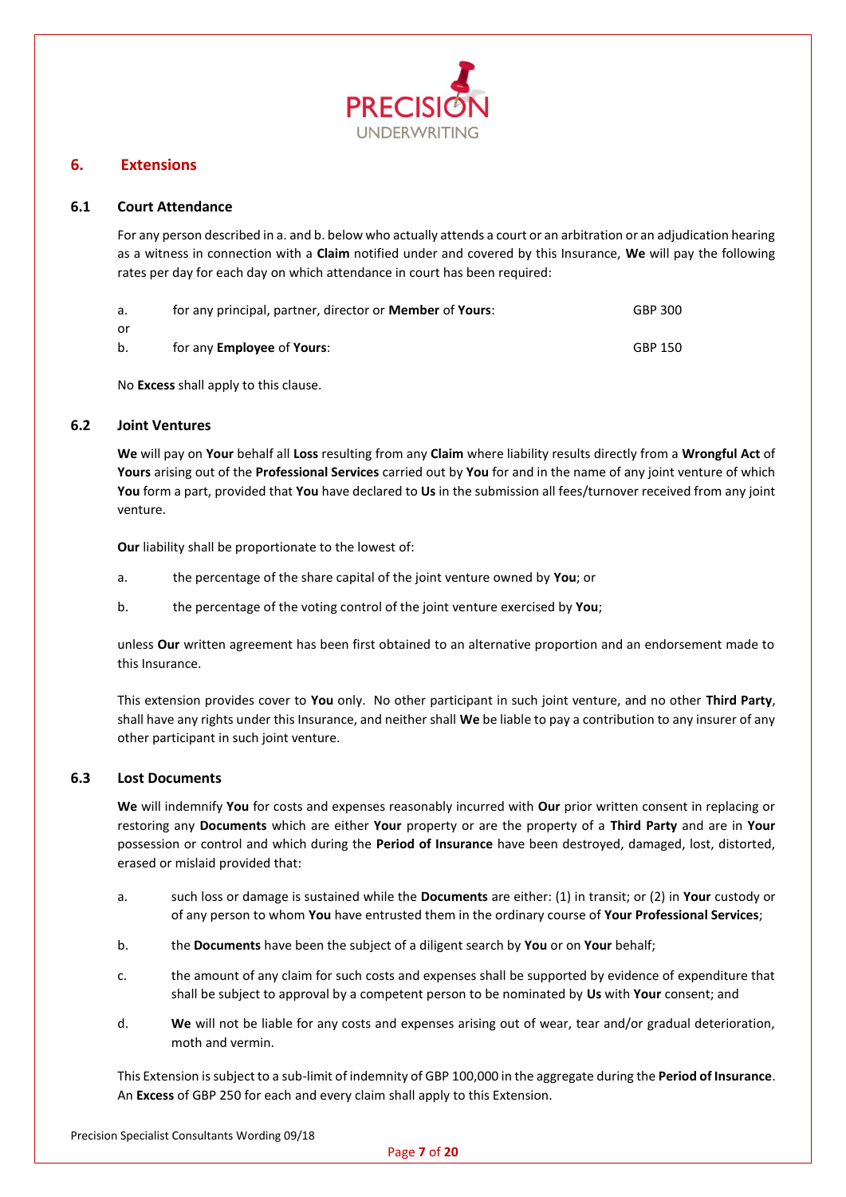## 6. Extensions

### 6.1 Court Attendance

For any person described in a. and b. below who actually attends a court or an arbitration or an adjudication hearing as a witness in connection with a **Claim** notified under and covered by this Insurance, **We** will pay the following rates per day for each day on which attendance in court has been required:

| | | |
|---|---|---|
| a. | for any principal, partner, director or **Member** of **Yours**: | GBP 300 |
| or | | |
| b. | for any **Employee** of **Yours**: | GBP 150 |

No **Excess** shall apply to this clause.

### 6.2 Joint Ventures

**We** will pay on **Your** behalf all **Loss** resulting from any **Claim** where liability results directly from a **Wrongful Act** of **Yours** arising out of the **Professional Services** carried out by **You** for and in the name of any joint venture of which **You** form a part, provided that **You** have declared to **Us** in the submission all fees/turnover received from any joint venture.

**Our** liability shall be proportionate to the lowest of:

a. the percentage of the share capital of the joint venture owned by **You**; or

b. the percentage of the voting control of the joint venture exercised by **You**;

unless **Our** written agreement has been first obtained to an alternative proportion and an endorsement made to this Insurance.

This extension provides cover to **You** only. No other participant in such joint venture, and no other **Third Party**, shall have any rights under this Insurance, and neither shall **We** be liable to pay a contribution to any insurer of any other participant in such joint venture.

### 6.3 Lost Documents

**We** will indemnify **You** for costs and expenses reasonably incurred with **Our** prior written consent in replacing or restoring any **Documents** which are either **Your** property or are the property of a **Third Party** and are in **Your** possession or control and which during the **Period of Insurance** have been destroyed, damaged, lost, distorted, erased or mislaid provided that:

a. such loss or damage is sustained while the **Documents** are either: (1) in transit; or (2) in **Your** custody or of any person to whom **You** have entrusted them in the ordinary course of **Your Professional Services**;

b. the **Documents** have been the subject of a diligent search by **You** or on **Your** behalf;

c. the amount of any claim for such costs and expenses shall be supported by evidence of expenditure that shall be subject to approval by a competent person to be nominated by **Us** with **Your** consent; and

d. **We** will not be liable for any costs and expenses arising out of wear, tear and/or gradual deterioration, moth and vermin.

This Extension is subject to a sub-limit of indemnity of GBP 100,000 in the aggregate during the **Period of Insurance**. An **Excess** of GBP 250 for each and every claim shall apply to this Extension.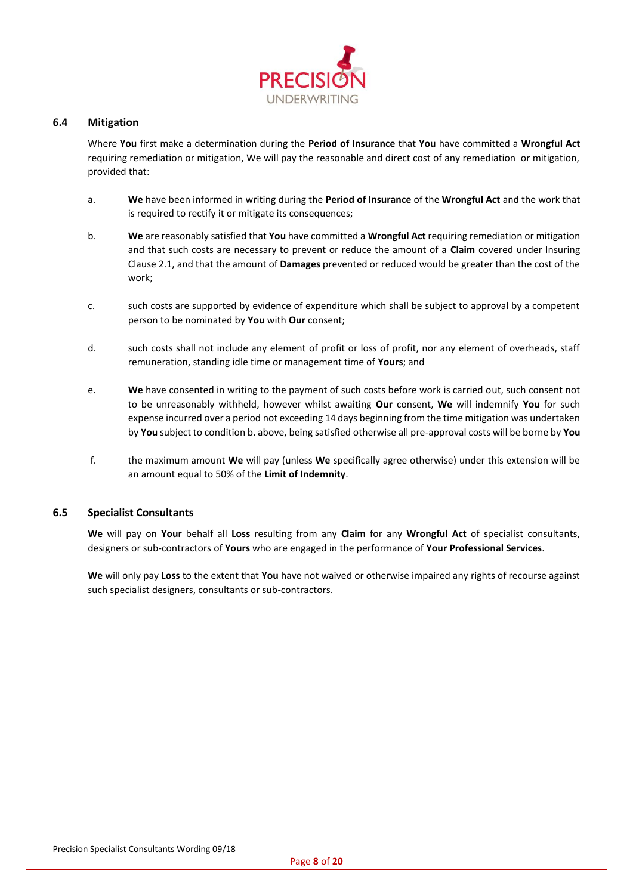### 6.4 Mitigation

Where **You** first make a determination during the **Period of Insurance** that **You** have committed a **Wrongful Act** requiring remediation or mitigation, We will pay the reasonable and direct cost of any remediation or mitigation, provided that:

a. **We** have been informed in writing during the **Period of Insurance** of the **Wrongful Act** and the work that is required to rectify it or mitigate its consequences;

b. **We** are reasonably satisfied that **You** have committed a **Wrongful Act** requiring remediation or mitigation and that such costs are necessary to prevent or reduce the amount of a **Claim** covered under Insuring Clause 2.1, and that the amount of **Damages** prevented or reduced would be greater than the cost of the work;

c. such costs are supported by evidence of expenditure which shall be subject to approval by a competent person to be nominated by **You** with **Our** consent;

d. such costs shall not include any element of profit or loss of profit, nor any element of overheads, staff remuneration, standing idle time or management time of **Yours**; and

e. **We** have consented in writing to the payment of such costs before work is carried out, such consent not to be unreasonably withheld, however whilst awaiting **Our** consent, **We** will indemnify **You** for such expense incurred over a period not exceeding 14 days beginning from the time mitigation was undertaken by **You** subject to condition b. above, being satisfied otherwise all pre-approval costs will be borne by **You**

f. the maximum amount **We** will pay (unless **We** specifically agree otherwise) under this extension will be an amount equal to 50% of the **Limit of Indemnity**.

### 6.5 Specialist Consultants

**We** will pay on **Your** behalf all **Loss** resulting from any **Claim** for any **Wrongful Act** of specialist consultants, designers or sub-contractors of **Yours** who are engaged in the performance of **Your Professional Services**.

**We** will only pay **Loss** to the extent that **You** have not waived or otherwise impaired any rights of recourse against such specialist designers, consultants or sub-contractors.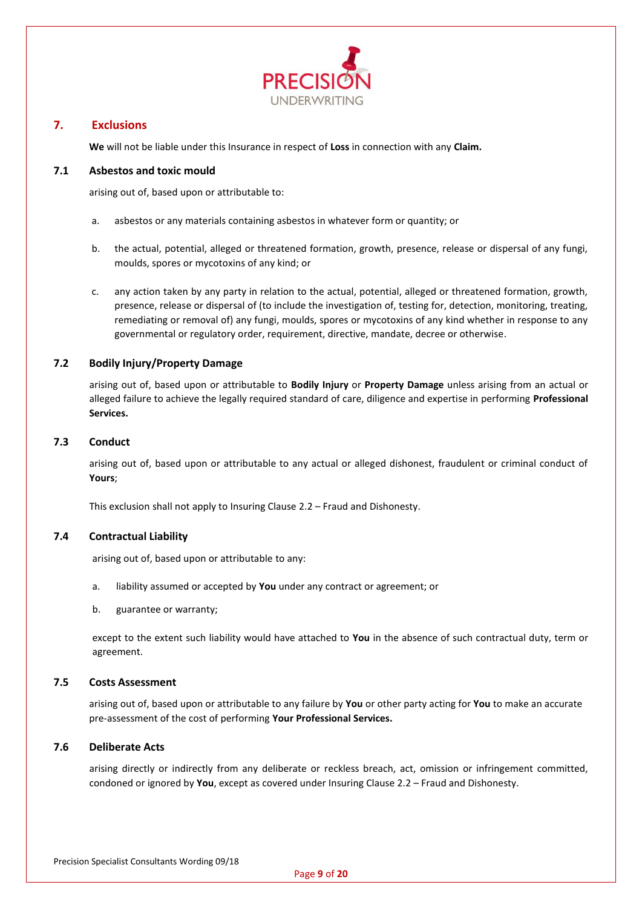## 7. Exclusions

**We** will not be liable under this Insurance in respect of **Loss** in connection with any **Claim.**

### 7.1 Asbestos and toxic mould

arising out of, based upon or attributable to:

a. asbestos or any materials containing asbestos in whatever form or quantity; or

b. the actual, potential, alleged or threatened formation, growth, presence, release or dispersal of any fungi, moulds, spores or mycotoxins of any kind; or

c. any action taken by any party in relation to the actual, potential, alleged or threatened formation, growth, presence, release or dispersal of (to include the investigation of, testing for, detection, monitoring, treating, remediating or removal of) any fungi, moulds, spores or mycotoxins of any kind whether in response to any governmental or regulatory order, requirement, directive, mandate, decree or otherwise.

### 7.2 Bodily Injury/Property Damage

arising out of, based upon or attributable to **Bodily Injury** or **Property Damage** unless arising from an actual or alleged failure to achieve the legally required standard of care, diligence and expertise in performing **Professional Services.**

### 7.3 Conduct

arising out of, based upon or attributable to any actual or alleged dishonest, fraudulent or criminal conduct of **Yours**;

This exclusion shall not apply to Insuring Clause 2.2 – Fraud and Dishonesty.

### 7.4 Contractual Liability

arising out of, based upon or attributable to any:

a. liability assumed or accepted by **You** under any contract or agreement; or

b. guarantee or warranty;

except to the extent such liability would have attached to **You** in the absence of such contractual duty, term or agreement.

### 7.5 Costs Assessment

arising out of, based upon or attributable to any failure by **You** or other party acting for **You** to make an accurate pre-assessment of the cost of performing **Your Professional Services.**

### 7.6 Deliberate Acts

arising directly or indirectly from any deliberate or reckless breach, act, omission or infringement committed, condoned or ignored by **You**, except as covered under Insuring Clause 2.2 – Fraud and Dishonesty.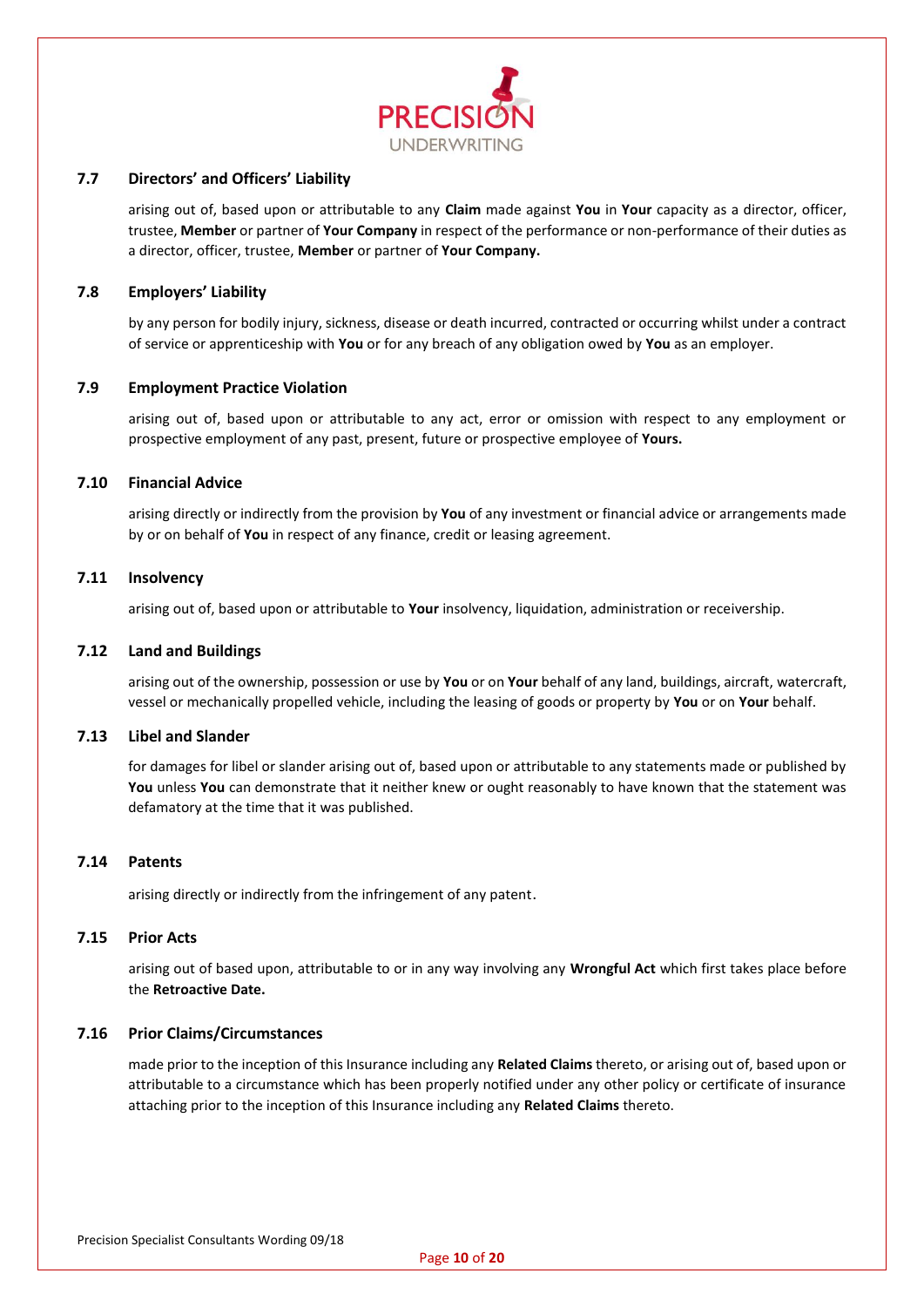### 7.7 Directors' and Officers' Liability

arising out of, based upon or attributable to any **Claim** made against **You** in **Your** capacity as a director, officer, trustee, **Member** or partner of **Your Company** in respect of the performance or non-performance of their duties as a director, officer, trustee, **Member** or partner of **Your Company.**

### 7.8 Employers' Liability

by any person for bodily injury, sickness, disease or death incurred, contracted or occurring whilst under a contract of service or apprenticeship with **You** or for any breach of any obligation owed by **You** as an employer.

### 7.9 Employment Practice Violation

arising out of, based upon or attributable to any act, error or omission with respect to any employment or prospective employment of any past, present, future or prospective employee of **Yours.**

### 7.10 Financial Advice

arising directly or indirectly from the provision by **You** of any investment or financial advice or arrangements made by or on behalf of **You** in respect of any finance, credit or leasing agreement.

### 7.11 Insolvency

arising out of, based upon or attributable to **Your** insolvency, liquidation, administration or receivership.

### 7.12 Land and Buildings

arising out of the ownership, possession or use by **You** or on **Your** behalf of any land, buildings, aircraft, watercraft, vessel or mechanically propelled vehicle, including the leasing of goods or property by **You** or on **Your** behalf.

### 7.13 Libel and Slander

for damages for libel or slander arising out of, based upon or attributable to any statements made or published by **You** unless **You** can demonstrate that it neither knew or ought reasonably to have known that the statement was defamatory at the time that it was published.

### 7.14 Patents

arising directly or indirectly from the infringement of any patent.

### 7.15 Prior Acts

arising out of based upon, attributable to or in any way involving any **Wrongful Act** which first takes place before the **Retroactive Date.**

### 7.16 Prior Claims/Circumstances

made prior to the inception of this Insurance including any **Related Claims** thereto, or arising out of, based upon or attributable to a circumstance which has been properly notified under any other policy or certificate of insurance attaching prior to the inception of this Insurance including any **Related Claims** thereto.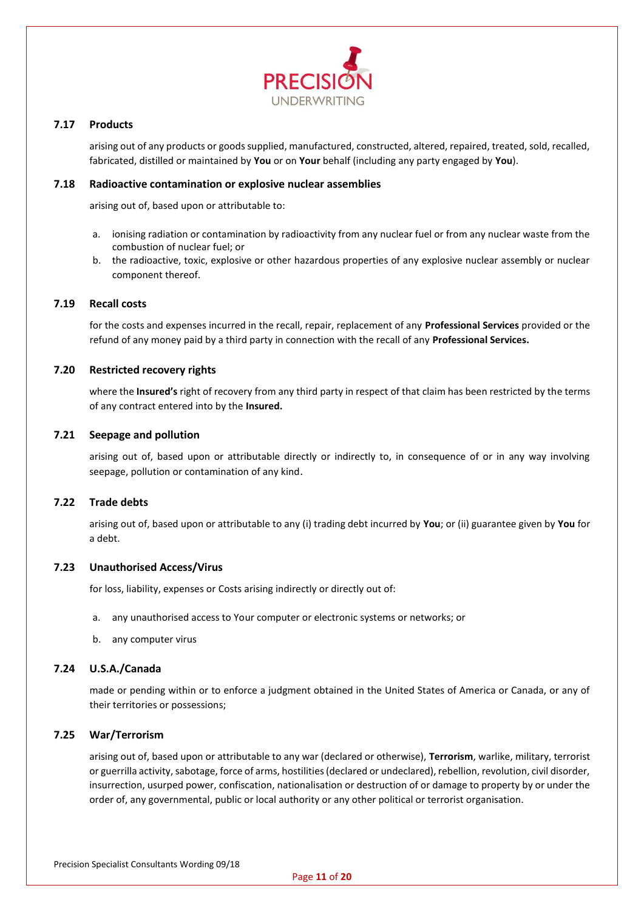### 7.17 Products

arising out of any products or goods supplied, manufactured, constructed, altered, repaired, treated, sold, recalled, fabricated, distilled or maintained by **You** or on **Your** behalf (including any party engaged by **You**).

### 7.18 Radioactive contamination or explosive nuclear assemblies

arising out of, based upon or attributable to:

a. ionising radiation or contamination by radioactivity from any nuclear fuel or from any nuclear waste from the combustion of nuclear fuel; or
b. the radioactive, toxic, explosive or other hazardous properties of any explosive nuclear assembly or nuclear component thereof.

### 7.19 Recall costs

for the costs and expenses incurred in the recall, repair, replacement of any **Professional Services** provided or the refund of any money paid by a third party in connection with the recall of any **Professional Services.**

### 7.20 Restricted recovery rights

where the **Insured's** right of recovery from any third party in respect of that claim has been restricted by the terms of any contract entered into by the **Insured.**

### 7.21 Seepage and pollution

arising out of, based upon or attributable directly or indirectly to, in consequence of or in any way involving seepage, pollution or contamination of any kind.

### 7.22 Trade debts

arising out of, based upon or attributable to any (i) trading debt incurred by **You**; or (ii) guarantee given by **You** for a debt.

### 7.23 Unauthorised Access/Virus

for loss, liability, expenses or Costs arising indirectly or directly out of:

a. any unauthorised access to Your computer or electronic systems or networks; or
b. any computer virus

### 7.24 U.S.A./Canada

made or pending within or to enforce a judgment obtained in the United States of America or Canada, or any of their territories or possessions;

### 7.25 War/Terrorism

arising out of, based upon or attributable to any war (declared or otherwise), **Terrorism**, warlike, military, terrorist or guerrilla activity, sabotage, force of arms, hostilities (declared or undeclared), rebellion, revolution, civil disorder, insurrection, usurped power, confiscation, nationalisation or destruction of or damage to property by or under the order of, any governmental, public or local authority or any other political or terrorist organisation.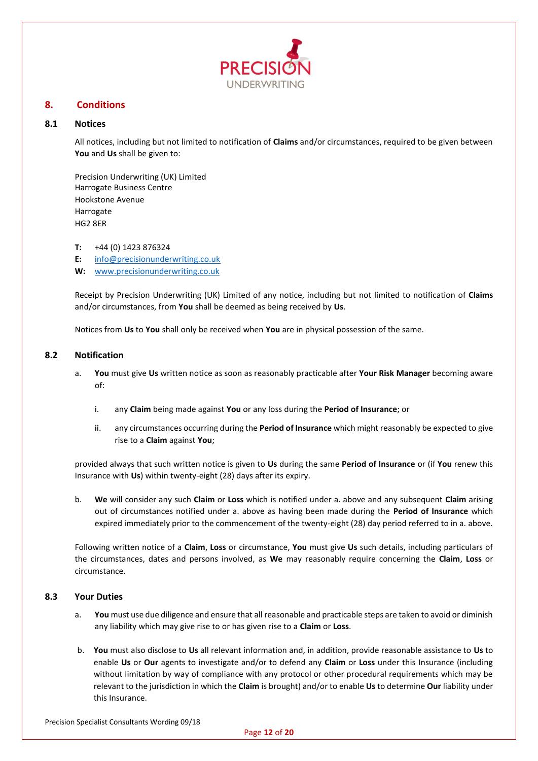## 8. Conditions

### 8.1 Notices

All notices, including but not limited to notification of **Claims** and/or circumstances, required to be given between **You** and **Us** shall be given to:

Precision Underwriting (UK) Limited
Harrogate Business Centre
Hookstone Avenue
Harrogate
HG2 8ER

**T:** +44 (0) 1423 876324
**E:** info@precisionunderwriting.co.uk
**W:** www.precisionunderwriting.co.uk

Receipt by Precision Underwriting (UK) Limited of any notice, including but not limited to notification of **Claims** and/or circumstances, from **You** shall be deemed as being received by **Us**.

Notices from **Us** to **You** shall only be received when **You** are in physical possession of the same.

### 8.2 Notification

a. **You** must give **Us** written notice as soon as reasonably practicable after **Your Risk Manager** becoming aware of:

   i. any **Claim** being made against **You** or any loss during the **Period of Insurance**; or

   ii. any circumstances occurring during the **Period of Insurance** which might reasonably be expected to give rise to a **Claim** against **You**;

provided always that such written notice is given to **Us** during the same **Period of Insurance** or (if **You** renew this Insurance with **Us**) within twenty-eight (28) days after its expiry.

b. **We** will consider any such **Claim** or **Loss** which is notified under a. above and any subsequent **Claim** arising out of circumstances notified under a. above as having been made during the **Period of Insurance** which expired immediately prior to the commencement of the twenty-eight (28) day period referred to in a. above.

Following written notice of a **Claim**, **Loss** or circumstance, **You** must give **Us** such details, including particulars of the circumstances, dates and persons involved, as **We** may reasonably require concerning the **Claim**, **Loss** or circumstance.

### 8.3 Your Duties

a. **You** must use due diligence and ensure that all reasonable and practicable steps are taken to avoid or diminish any liability which may give rise to or has given rise to a **Claim** or **Loss**.

b. **You** must also disclose to **Us** all relevant information and, in addition, provide reasonable assistance to **Us** to enable **Us** or **Our** agents to investigate and/or to defend any **Claim** or **Loss** under this Insurance (including without limitation by way of compliance with any protocol or other procedural requirements which may be relevant to the jurisdiction in which the **Claim** is brought) and/or to enable **Us** to determine **Our** liability under this Insurance.

Precision Specialist Consultants Wording 09/18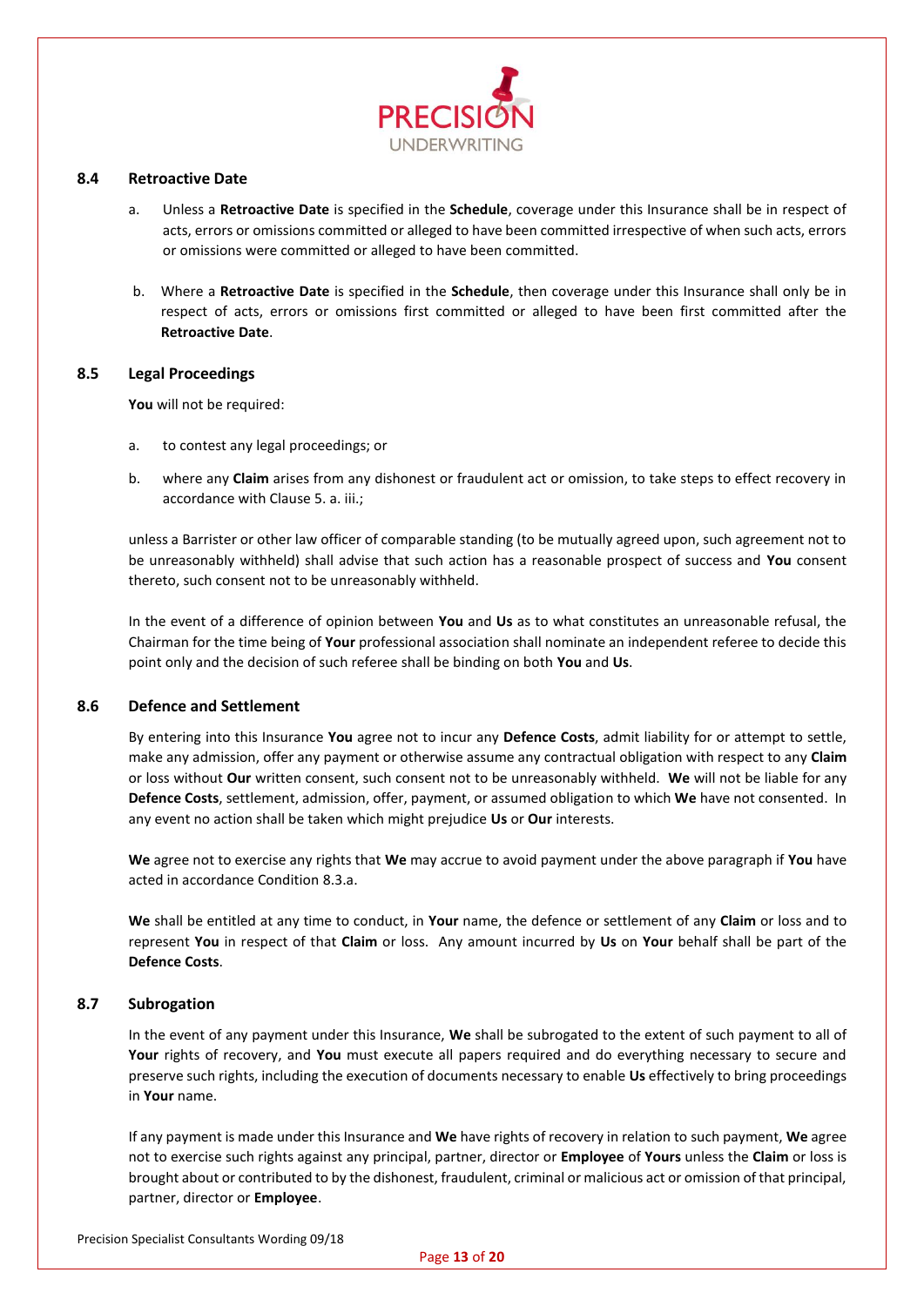### 8.4 Retroactive Date

a. Unless a **Retroactive Date** is specified in the **Schedule**, coverage under this Insurance shall be in respect of acts, errors or omissions committed or alleged to have been committed irrespective of when such acts, errors or omissions were committed or alleged to have been committed.

b. Where a **Retroactive Date** is specified in the **Schedule**, then coverage under this Insurance shall only be in respect of acts, errors or omissions first committed or alleged to have been first committed after the **Retroactive Date**.

### 8.5 Legal Proceedings

**You** will not be required:

a. to contest any legal proceedings; or

b. where any **Claim** arises from any dishonest or fraudulent act or omission, to take steps to effect recovery in accordance with Clause 5. a. iii.;

unless a Barrister or other law officer of comparable standing (to be mutually agreed upon, such agreement not to be unreasonably withheld) shall advise that such action has a reasonable prospect of success and **You** consent thereto, such consent not to be unreasonably withheld.

In the event of a difference of opinion between **You** and **Us** as to what constitutes an unreasonable refusal, the Chairman for the time being of **Your** professional association shall nominate an independent referee to decide this point only and the decision of such referee shall be binding on both **You** and **Us**.

### 8.6 Defence and Settlement

By entering into this Insurance **You** agree not to incur any **Defence Costs**, admit liability for or attempt to settle, make any admission, offer any payment or otherwise assume any contractual obligation with respect to any **Claim** or loss without **Our** written consent, such consent not to be unreasonably withheld. **We** will not be liable for any **Defence Costs**, settlement, admission, offer, payment, or assumed obligation to which **We** have not consented. In any event no action shall be taken which might prejudice **Us** or **Our** interests.

**We** agree not to exercise any rights that **We** may accrue to avoid payment under the above paragraph if **You** have acted in accordance Condition 8.3.a.

**We** shall be entitled at any time to conduct, in **Your** name, the defence or settlement of any **Claim** or loss and to represent **You** in respect of that **Claim** or loss. Any amount incurred by **Us** on **Your** behalf shall be part of the **Defence Costs**.

### 8.7 Subrogation

In the event of any payment under this Insurance, **We** shall be subrogated to the extent of such payment to all of **Your** rights of recovery, and **You** must execute all papers required and do everything necessary to secure and preserve such rights, including the execution of documents necessary to enable **Us** effectively to bring proceedings in **Your** name.

If any payment is made under this Insurance and **We** have rights of recovery in relation to such payment, **We** agree not to exercise such rights against any principal, partner, director or **Employee** of **Yours** unless the **Claim** or loss is brought about or contributed to by the dishonest, fraudulent, criminal or malicious act or omission of that principal, partner, director or **Employee**.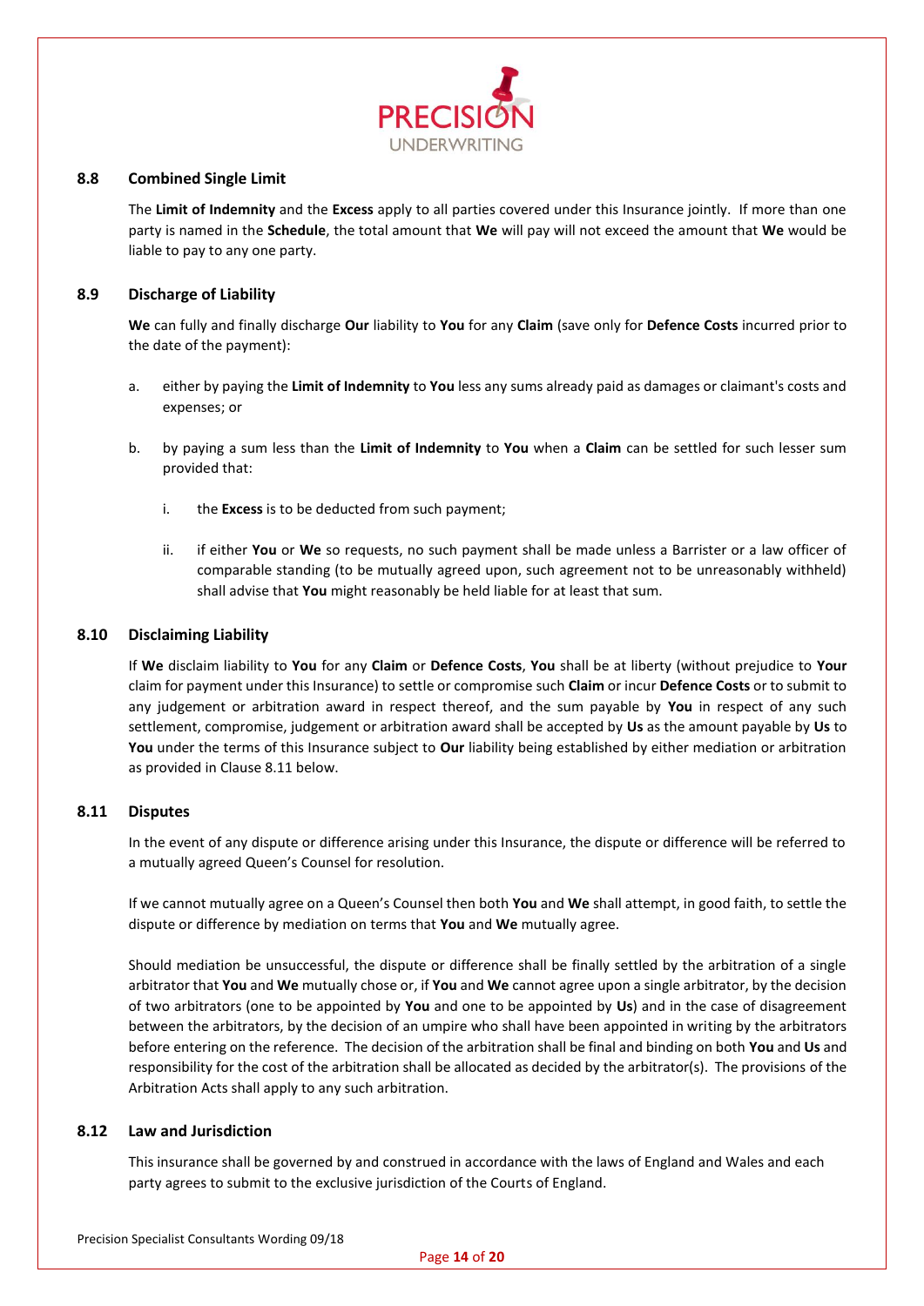### 8.8 Combined Single Limit

The **Limit of Indemnity** and the **Excess** apply to all parties covered under this Insurance jointly. If more than one party is named in the **Schedule**, the total amount that **We** will pay will not exceed the amount that **We** would be liable to pay to any one party.

### 8.9 Discharge of Liability

**We** can fully and finally discharge **Our** liability to **You** for any **Claim** (save only for **Defence Costs** incurred prior to the date of the payment):

a. either by paying the **Limit of Indemnity** to **You** less any sums already paid as damages or claimant's costs and expenses; or

b. by paying a sum less than the **Limit of Indemnity** to **You** when a **Claim** can be settled for such lesser sum provided that:

   i. the **Excess** is to be deducted from such payment;

   ii. if either **You** or **We** so requests, no such payment shall be made unless a Barrister or a law officer of comparable standing (to be mutually agreed upon, such agreement not to be unreasonably withheld) shall advise that **You** might reasonably be held liable for at least that sum.

### 8.10 Disclaiming Liability

If **We** disclaim liability to **You** for any **Claim** or **Defence Costs**, **You** shall be at liberty (without prejudice to **Your** claim for payment under this Insurance) to settle or compromise such **Claim** or incur **Defence Costs** or to submit to any judgement or arbitration award in respect thereof, and the sum payable by **You** in respect of any such settlement, compromise, judgement or arbitration award shall be accepted by **Us** as the amount payable by **Us** to **You** under the terms of this Insurance subject to **Our** liability being established by either mediation or arbitration as provided in Clause 8.11 below.

### 8.11 Disputes

In the event of any dispute or difference arising under this Insurance, the dispute or difference will be referred to a mutually agreed Queen's Counsel for resolution.

If we cannot mutually agree on a Queen's Counsel then both **You** and **We** shall attempt, in good faith, to settle the dispute or difference by mediation on terms that **You** and **We** mutually agree.

Should mediation be unsuccessful, the dispute or difference shall be finally settled by the arbitration of a single arbitrator that **You** and **We** mutually chose or, if **You** and **We** cannot agree upon a single arbitrator, by the decision of two arbitrators (one to be appointed by **You** and one to be appointed by **Us**) and in the case of disagreement between the arbitrators, by the decision of an umpire who shall have been appointed in writing by the arbitrators before entering on the reference. The decision of the arbitration shall be final and binding on both **You** and **Us** and responsibility for the cost of the arbitration shall be allocated as decided by the arbitrator(s). The provisions of the Arbitration Acts shall apply to any such arbitration.

### 8.12 Law and Jurisdiction

This insurance shall be governed by and construed in accordance with the laws of England and Wales and each party agrees to submit to the exclusive jurisdiction of the Courts of England.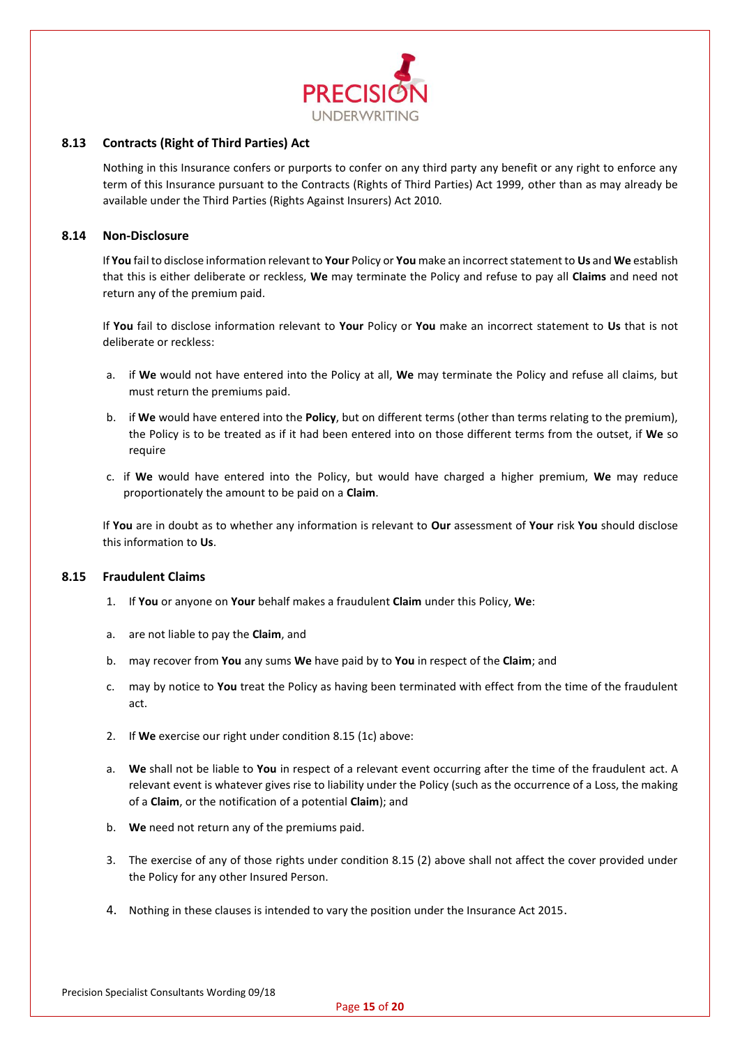### 8.13 Contracts (Right of Third Parties) Act

Nothing in this Insurance confers or purports to confer on any third party any benefit or any right to enforce any term of this Insurance pursuant to the Contracts (Rights of Third Parties) Act 1999, other than as may already be available under the Third Parties (Rights Against Insurers) Act 2010.

### 8.14 Non-Disclosure

If **You** fail to disclose information relevant to **Your** Policy or **You** make an incorrect statement to **Us** and **We** establish that this is either deliberate or reckless, **We** may terminate the Policy and refuse to pay all **Claims** and need not return any of the premium paid.

If **You** fail to disclose information relevant to **Your** Policy or **You** make an incorrect statement to **Us** that is not deliberate or reckless:

a. if **We** would not have entered into the Policy at all, **We** may terminate the Policy and refuse all claims, but must return the premiums paid.

b. if **We** would have entered into the **Policy**, but on different terms (other than terms relating to the premium), the Policy is to be treated as if it had been entered into on those different terms from the outset, if **We** so require

c. if **We** would have entered into the Policy, but would have charged a higher premium, **We** may reduce proportionately the amount to be paid on a **Claim**.

If **You** are in doubt as to whether any information is relevant to **Our** assessment of **Your** risk **You** should disclose this information to **Us**.

### 8.15 Fraudulent Claims

1. If **You** or anyone on **Your** behalf makes a fraudulent **Claim** under this Policy, **We**:

a. are not liable to pay the **Claim**, and

b. may recover from **You** any sums **We** have paid by to **You** in respect of the **Claim**; and

c. may by notice to **You** treat the Policy as having been terminated with effect from the time of the fraudulent act.

2. If **We** exercise our right under condition 8.15 (1c) above:

a. **We** shall not be liable to **You** in respect of a relevant event occurring after the time of the fraudulent act. A relevant event is whatever gives rise to liability under the Policy (such as the occurrence of a Loss, the making of a **Claim**, or the notification of a potential **Claim**); and

b. **We** need not return any of the premiums paid.

3. The exercise of any of those rights under condition 8.15 (2) above shall not affect the cover provided under the Policy for any other Insured Person.

4. Nothing in these clauses is intended to vary the position under the Insurance Act 2015.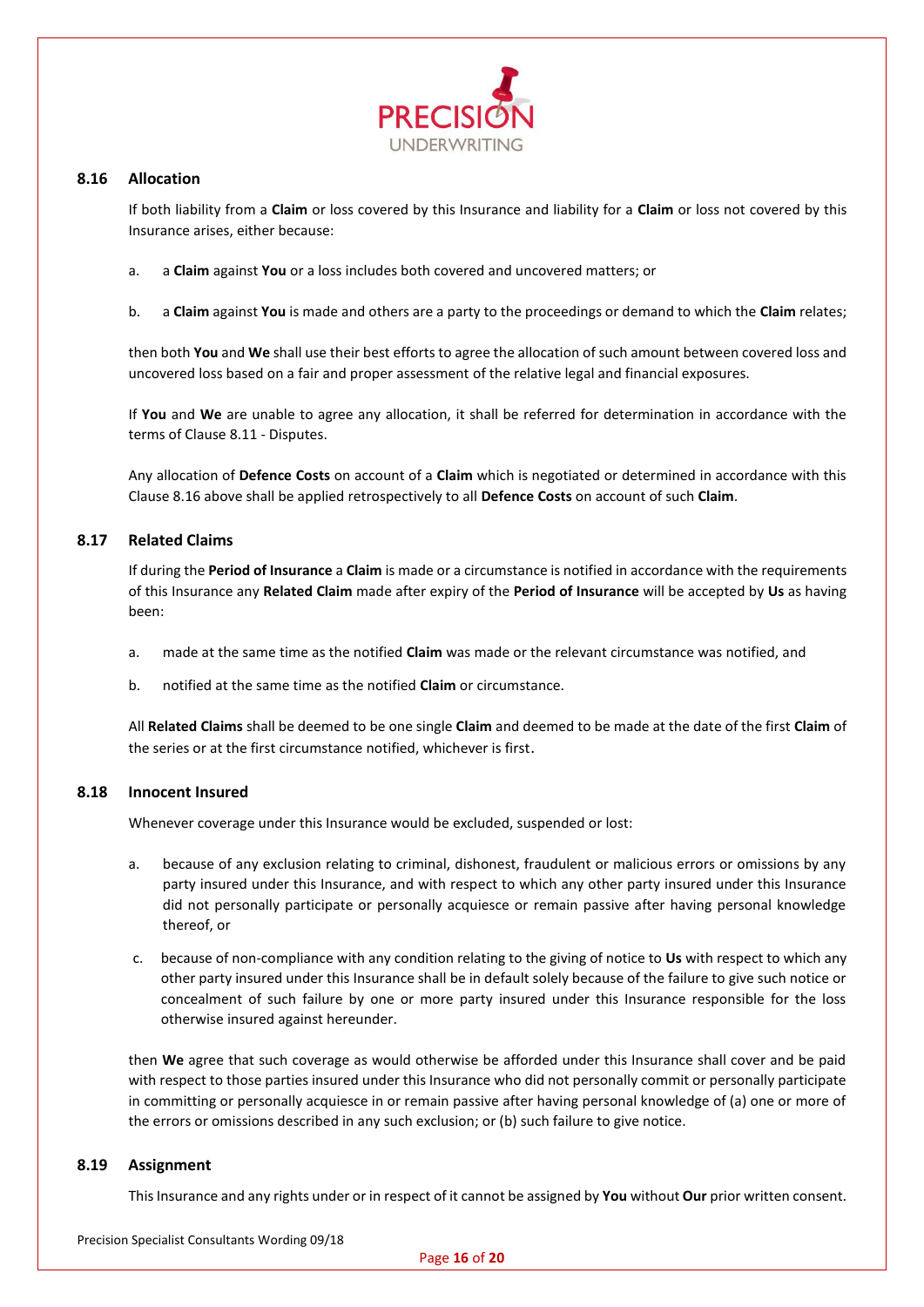### 8.16 Allocation

If both liability from a **Claim** or loss covered by this Insurance and liability for a **Claim** or loss not covered by this Insurance arises, either because:

a. a **Claim** against **You** or a loss includes both covered and uncovered matters; or

b. a **Claim** against **You** is made and others are a party to the proceedings or demand to which the **Claim** relates;

then both **You** and **We** shall use their best efforts to agree the allocation of such amount between covered loss and uncovered loss based on a fair and proper assessment of the relative legal and financial exposures.

If **You** and **We** are unable to agree any allocation, it shall be referred for determination in accordance with the terms of Clause 8.11 - Disputes.

Any allocation of **Defence Costs** on account of a **Claim** which is negotiated or determined in accordance with this Clause 8.16 above shall be applied retrospectively to all **Defence Costs** on account of such **Claim**.

### 8.17 Related Claims

If during the **Period of Insurance** a **Claim** is made or a circumstance is notified in accordance with the requirements of this Insurance any **Related Claim** made after expiry of the **Period of Insurance** will be accepted by **Us** as having been:

a. made at the same time as the notified **Claim** was made or the relevant circumstance was notified, and

b. notified at the same time as the notified **Claim** or circumstance.

All **Related Claims** shall be deemed to be one single **Claim** and deemed to be made at the date of the first **Claim** of the series or at the first circumstance notified, whichever is first.

### 8.18 Innocent Insured

Whenever coverage under this Insurance would be excluded, suspended or lost:

a. because of any exclusion relating to criminal, dishonest, fraudulent or malicious errors or omissions by any party insured under this Insurance, and with respect to which any other party insured under this Insurance did not personally participate or personally acquiesce or remain passive after having personal knowledge thereof, or

c. because of non-compliance with any condition relating to the giving of notice to **Us** with respect to which any other party insured under this Insurance shall be in default solely because of the failure to give such notice or concealment of such failure by one or more party insured under this Insurance responsible for the loss otherwise insured against hereunder.

then **We** agree that such coverage as would otherwise be afforded under this Insurance shall cover and be paid with respect to those parties insured under this Insurance who did not personally commit or personally participate in committing or personally acquiesce in or remain passive after having personal knowledge of (a) one or more of the errors or omissions described in any such exclusion; or (b) such failure to give notice.

### 8.19 Assignment

This Insurance and any rights under or in respect of it cannot be assigned by **You** without **Our** prior written consent.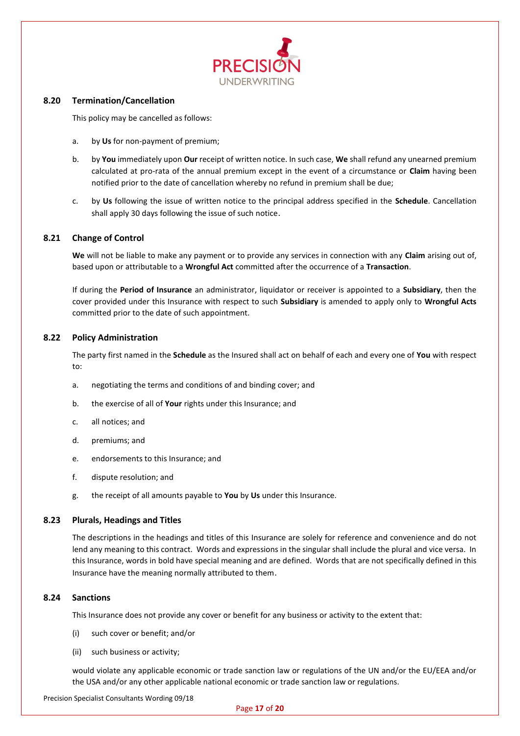### 8.20 Termination/Cancellation

This policy may be cancelled as follows:

a. by **Us** for non-payment of premium;

b. by **You** immediately upon **Our** receipt of written notice. In such case, **We** shall refund any unearned premium calculated at pro-rata of the annual premium except in the event of a circumstance or **Claim** having been notified prior to the date of cancellation whereby no refund in premium shall be due;

c. by **Us** following the issue of written notice to the principal address specified in the **Schedule**. Cancellation shall apply 30 days following the issue of such notice.

### 8.21 Change of Control

**We** will not be liable to make any payment or to provide any services in connection with any **Claim** arising out of, based upon or attributable to a **Wrongful Act** committed after the occurrence of a **Transaction**.

If during the **Period of Insurance** an administrator, liquidator or receiver is appointed to a **Subsidiary**, then the cover provided under this Insurance with respect to such **Subsidiary** is amended to apply only to **Wrongful Acts** committed prior to the date of such appointment.

### 8.22 Policy Administration

The party first named in the **Schedule** as the Insured shall act on behalf of each and every one of **You** with respect to:

a. negotiating the terms and conditions of and binding cover; and

b. the exercise of all of **Your** rights under this Insurance; and

c. all notices; and

d. premiums; and

e. endorsements to this Insurance; and

f. dispute resolution; and

g. the receipt of all amounts payable to **You** by **Us** under this Insurance.

### 8.23 Plurals, Headings and Titles

The descriptions in the headings and titles of this Insurance are solely for reference and convenience and do not lend any meaning to this contract. Words and expressions in the singular shall include the plural and vice versa. In this Insurance, words in bold have special meaning and are defined. Words that are not specifically defined in this Insurance have the meaning normally attributed to them.

### 8.24 Sanctions

This Insurance does not provide any cover or benefit for any business or activity to the extent that:

(i) such cover or benefit; and/or

(ii) such business or activity;

would violate any applicable economic or trade sanction law or regulations of the UN and/or the EU/EEA and/or the USA and/or any other applicable national economic or trade sanction law or regulations.

Precision Specialist Consultants Wording 09/18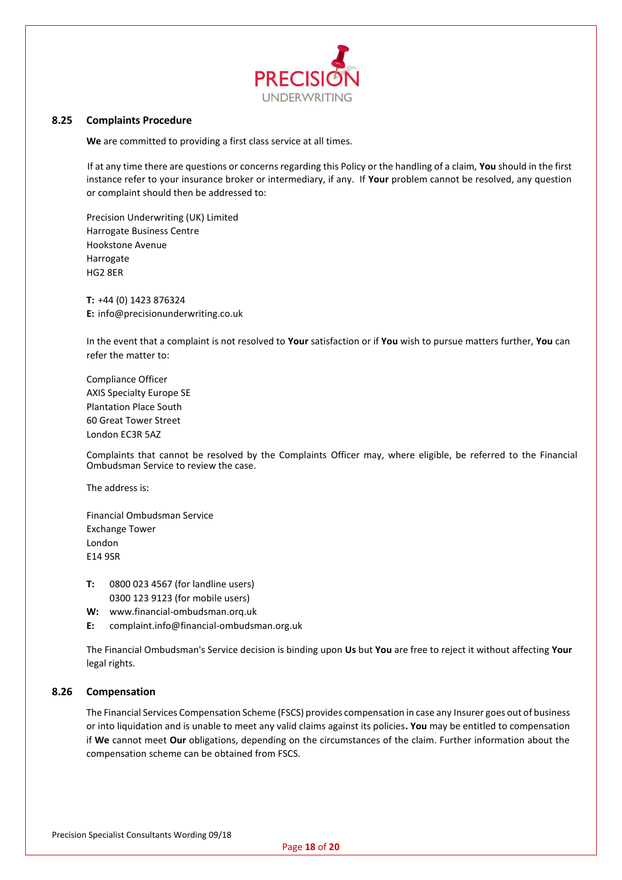### 8.25 Complaints Procedure

**We** are committed to providing a first class service at all times.

If at any time there are questions or concerns regarding this Policy or the handling of a claim, **You** should in the first instance refer to your insurance broker or intermediary, if any. If **Your** problem cannot be resolved, any question or complaint should then be addressed to:

Precision Underwriting (UK) Limited
Harrogate Business Centre
Hookstone Avenue
Harrogate
HG2 8ER

**T:** +44 (0) 1423 876324
**E:** info@precisionunderwriting.co.uk

In the event that a complaint is not resolved to **Your** satisfaction or if **You** wish to pursue matters further, **You** can refer the matter to:

Compliance Officer
AXIS Specialty Europe SE
Plantation Place South
60 Great Tower Street
London EC3R 5AZ

Complaints that cannot be resolved by the Complaints Officer may, where eligible, be referred to the Financial Ombudsman Service to review the case.

The address is:

Financial Ombudsman Service
Exchange Tower
London
E14 9SR

**T:** 0800 023 4567 (for landline users)
0300 123 9123 (for mobile users)
**W:** www.financial-ombudsman.orq.uk
**E:** complaint.info@financial-ombudsman.org.uk

The Financial Ombudsman's Service decision is binding upon **Us** but **You** are free to reject it without affecting **Your** legal rights.

### 8.26 Compensation

The Financial Services Compensation Scheme (FSCS) provides compensation in case any Insurer goes out of business or into liquidation and is unable to meet any valid claims against its policies**. You** may be entitled to compensation if **We** cannot meet **Our** obligations, depending on the circumstances of the claim. Further information about the compensation scheme can be obtained from FSCS.

Precision Specialist Consultants Wording 09/18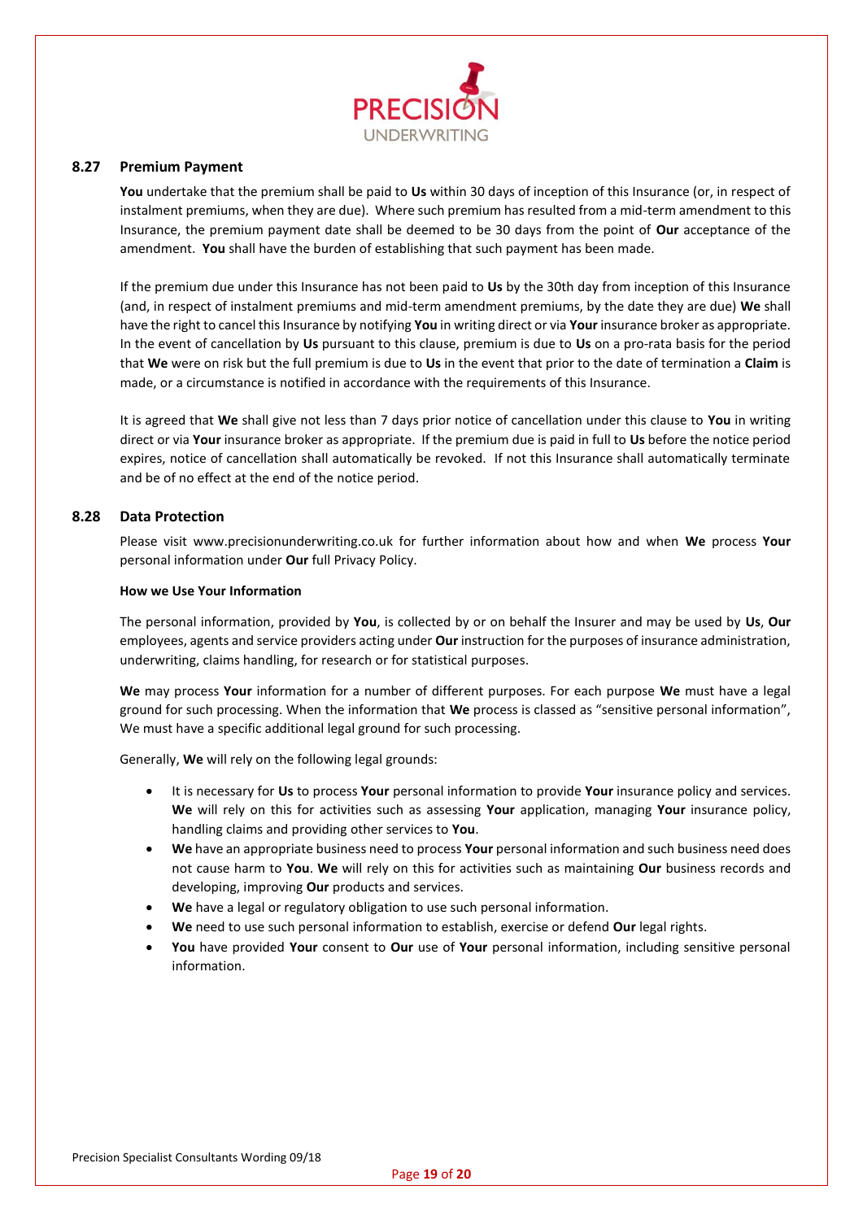### 8.27 Premium Payment

**You** undertake that the premium shall be paid to **Us** within 30 days of inception of this Insurance (or, in respect of instalment premiums, when they are due). Where such premium has resulted from a mid-term amendment to this Insurance, the premium payment date shall be deemed to be 30 days from the point of **Our** acceptance of the amendment. **You** shall have the burden of establishing that such payment has been made.

If the premium due under this Insurance has not been paid to **Us** by the 30th day from inception of this Insurance (and, in respect of instalment premiums and mid-term amendment premiums, by the date they are due) **We** shall have the right to cancel this Insurance by notifying **You** in writing direct or via **Your** insurance broker as appropriate. In the event of cancellation by **Us** pursuant to this clause, premium is due to **Us** on a pro-rata basis for the period that **We** were on risk but the full premium is due to **Us** in the event that prior to the date of termination a **Claim** is made, or a circumstance is notified in accordance with the requirements of this Insurance.

It is agreed that **We** shall give not less than 7 days prior notice of cancellation under this clause to **You** in writing direct or via **Your** insurance broker as appropriate. If the premium due is paid in full to **Us** before the notice period expires, notice of cancellation shall automatically be revoked. If not this Insurance shall automatically terminate and be of no effect at the end of the notice period.

### 8.28 Data Protection

Please visit www.precisionunderwriting.co.uk for further information about how and when **We** process **Your** personal information under **Our** full Privacy Policy.

**How we Use Your Information**

The personal information, provided by **You**, is collected by or on behalf the Insurer and may be used by **Us**, **Our** employees, agents and service providers acting under **Our** instruction for the purposes of insurance administration, underwriting, claims handling, for research or for statistical purposes.

**We** may process **Your** information for a number of different purposes. For each purpose **We** must have a legal ground for such processing. When the information that **We** process is classed as "sensitive personal information", We must have a specific additional legal ground for such processing.

Generally, **We** will rely on the following legal grounds:

- It is necessary for **Us** to process **Your** personal information to provide **Your** insurance policy and services. **We** will rely on this for activities such as assessing **Your** application, managing **Your** insurance policy, handling claims and providing other services to **You**.
- **We** have an appropriate business need to process **Your** personal information and such business need does not cause harm to **You**. **We** will rely on this for activities such as maintaining **Our** business records and developing, improving **Our** products and services.
- **We** have a legal or regulatory obligation to use such personal information.
- **We** need to use such personal information to establish, exercise or defend **Our** legal rights.
- **You** have provided **Your** consent to **Our** use of **Your** personal information, including sensitive personal information.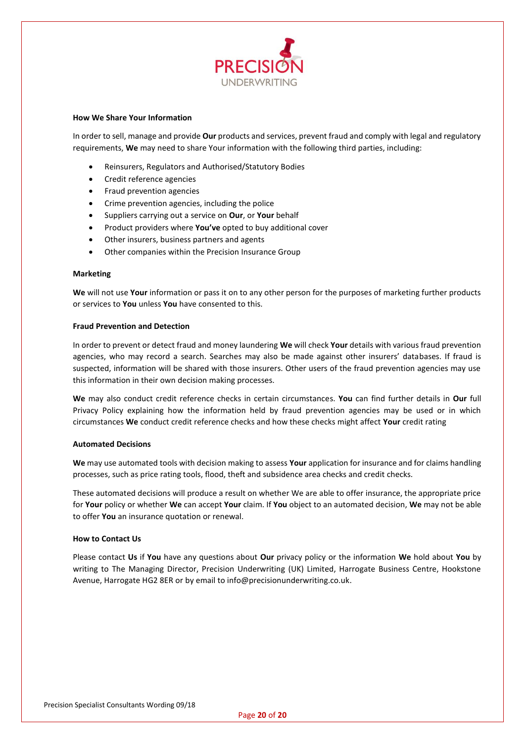### How We Share Your Information

In order to sell, manage and provide **Our** products and services, prevent fraud and comply with legal and regulatory requirements, **We** may need to share Your information with the following third parties, including:

- Reinsurers, Regulators and Authorised/Statutory Bodies
- Credit reference agencies
- Fraud prevention agencies
- Crime prevention agencies, including the police
- Suppliers carrying out a service on **Our**, or **Your** behalf
- Product providers where **You've** opted to buy additional cover
- Other insurers, business partners and agents
- Other companies within the Precision Insurance Group

### Marketing

**We** will not use **Your** information or pass it on to any other person for the purposes of marketing further products or services to **You** unless **You** have consented to this.

### Fraud Prevention and Detection

In order to prevent or detect fraud and money laundering **We** will check **Your** details with various fraud prevention agencies, who may record a search. Searches may also be made against other insurers' databases. If fraud is suspected, information will be shared with those insurers. Other users of the fraud prevention agencies may use this information in their own decision making processes.

**We** may also conduct credit reference checks in certain circumstances. **You** can find further details in **Our** full Privacy Policy explaining how the information held by fraud prevention agencies may be used or in which circumstances **We** conduct credit reference checks and how these checks might affect **Your** credit rating

### Automated Decisions

**We** may use automated tools with decision making to assess **Your** application for insurance and for claims handling processes, such as price rating tools, flood, theft and subsidence area checks and credit checks.

These automated decisions will produce a result on whether We are able to offer insurance, the appropriate price for **Your** policy or whether **We** can accept **Your** claim. If **You** object to an automated decision, **We** may not be able to offer **You** an insurance quotation or renewal.

### How to Contact Us

Please contact **Us** if **You** have any questions about **Our** privacy policy or the information **We** hold about **You** by writing to The Managing Director, Precision Underwriting (UK) Limited, Harrogate Business Centre, Hookstone Avenue, Harrogate HG2 8ER or by email to info@precisionunderwriting.co.uk.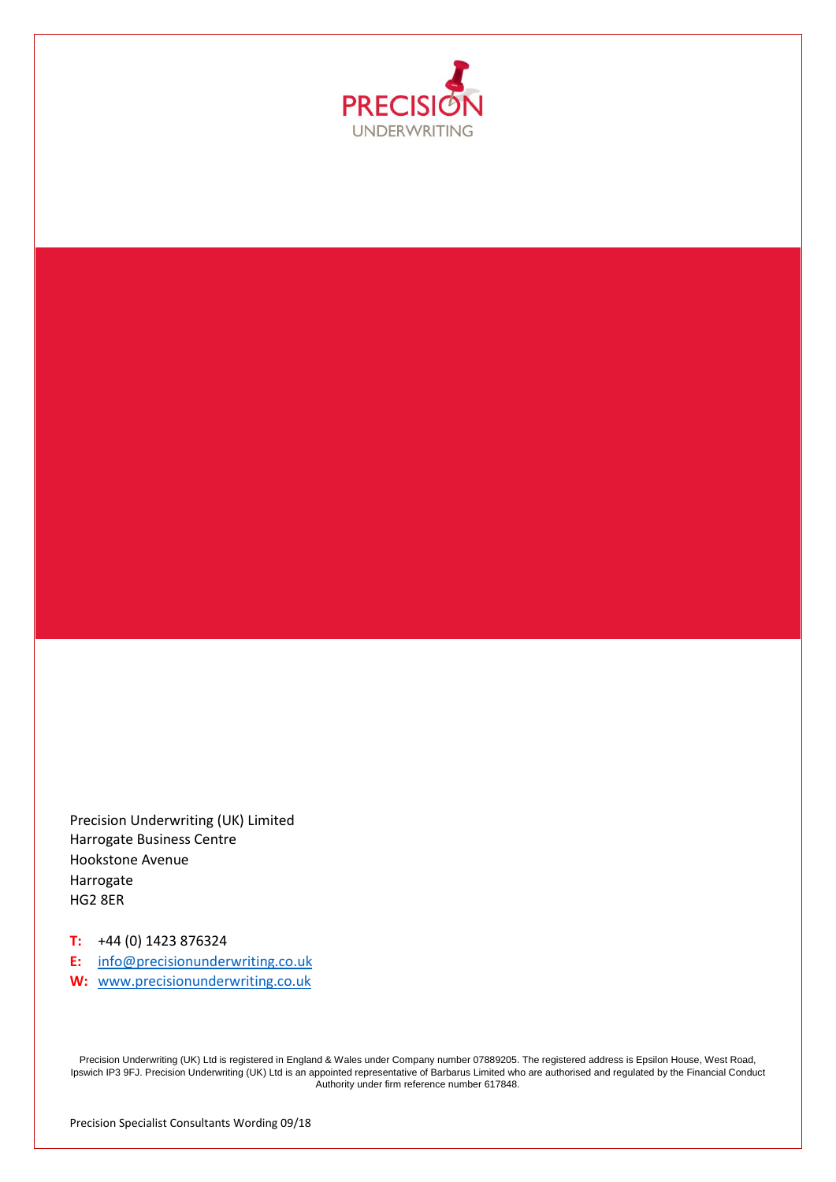PRECISION

UNDERWRITING

Precision Underwriting (UK) Limited
Harrogate Business Centre
Hookstone Avenue
Harrogate
HG2 8ER

**T:** +44 (0) 1423 876324
**E:** info@precisionunderwriting.co.uk
**W:** www.precisionunderwriting.co.uk

Precision Underwriting (UK) Ltd is registered in England & Wales under Company number 07889205. The registered address is Epsilon House, West Road, Ipswich IP3 9FJ. Precision Underwriting (UK) Ltd is an appointed representative of Barbarus Limited who are authorised and regulated by the Financial Conduct Authority under firm reference number 617848.

Precision Specialist Consultants Wording 09/18